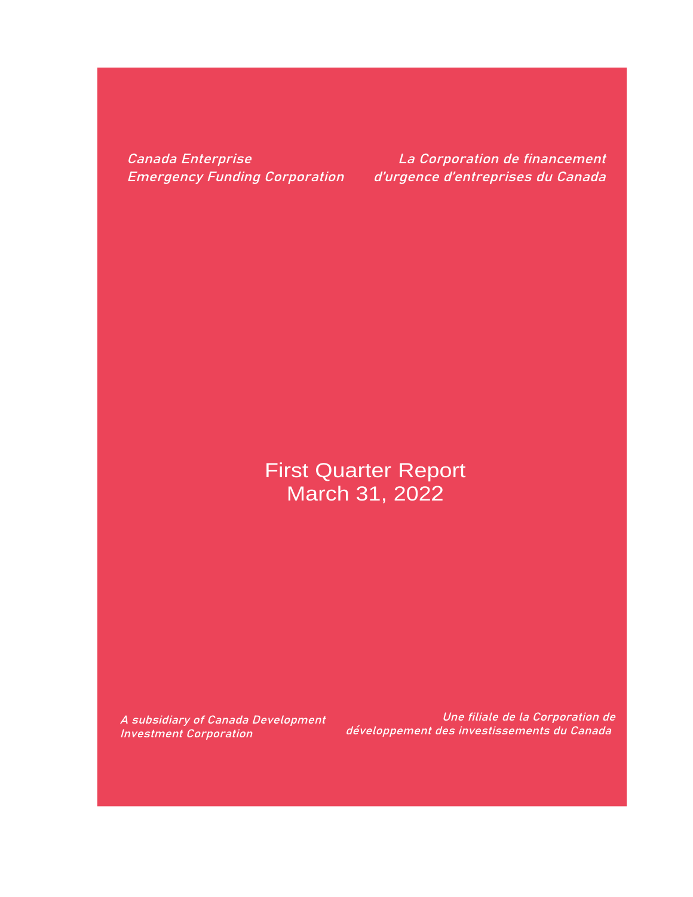*Canada Enterprise Emergency Funding Corporation*

*La Corporation de financement d'urgence d'entreprises du Canada*

# First Quarter Report
# March 31, 2022

*A subsidiary of Canada Development Investment Corporation*

*Une filiale de la Corporation de développement des investissements du Canada*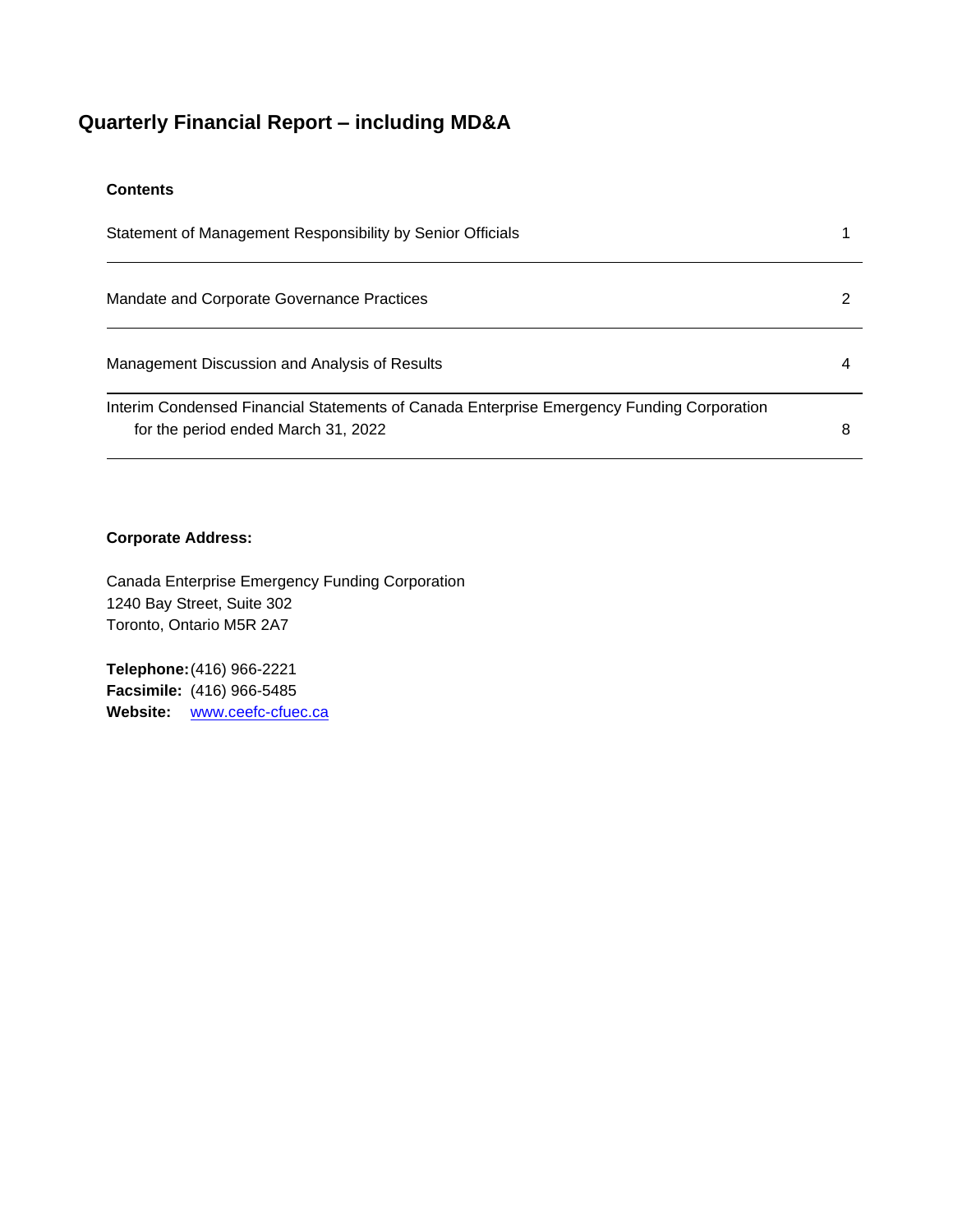# Quarterly Financial Report – including MD&A

**Contents**

| | |
|---|---|
| Statement of Management Responsibility by Senior Officials | 1 |
| Mandate and Corporate Governance Practices | 2 |
| Management Discussion and Analysis of Results | 4 |
| Interim Condensed Financial Statements of Canada Enterprise Emergency Funding Corporation for the period ended March 31, 2022 | 8 |

**Corporate Address:**

Canada Enterprise Emergency Funding Corporation
1240 Bay Street, Suite 302
Toronto, Ontario M5R 2A7

**Telephone:** (416) 966-2221
**Facsimile:** (416) 966-5485
**Website:** www.ceefc-cfuec.ca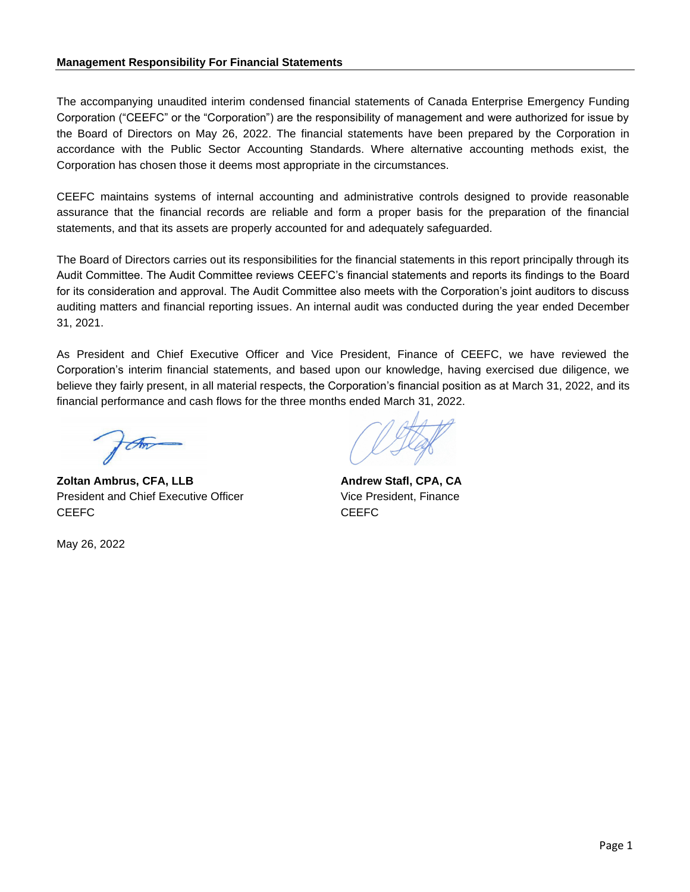**Management Responsibility For Financial Statements**

The accompanying unaudited interim condensed financial statements of Canada Enterprise Emergency Funding Corporation ("CEEFC" or the "Corporation") are the responsibility of management and were authorized for issue by the Board of Directors on May 26, 2022. The financial statements have been prepared by the Corporation in accordance with the Public Sector Accounting Standards. Where alternative accounting methods exist, the Corporation has chosen those it deems most appropriate in the circumstances.

CEEFC maintains systems of internal accounting and administrative controls designed to provide reasonable assurance that the financial records are reliable and form a proper basis for the preparation of the financial statements, and that its assets are properly accounted for and adequately safeguarded.

The Board of Directors carries out its responsibilities for the financial statements in this report principally through its Audit Committee. The Audit Committee reviews CEEFC's financial statements and reports its findings to the Board for its consideration and approval. The Audit Committee also meets with the Corporation's joint auditors to discuss auditing matters and financial reporting issues. An internal audit was conducted during the year ended December 31, 2021.

As President and Chief Executive Officer and Vice President, Finance of CEEFC, we have reviewed the Corporation's interim financial statements, and based upon our knowledge, having exercised due diligence, we believe they fairly present, in all material respects, the Corporation's financial position as at March 31, 2022, and its financial performance and cash flows for the three months ended March 31, 2022.

**Zoltan Ambrus, CFA, LLB**
President and Chief Executive Officer
CEEFC

**Andrew Stafl, CPA, CA**
Vice President, Finance
CEEFC

May 26, 2022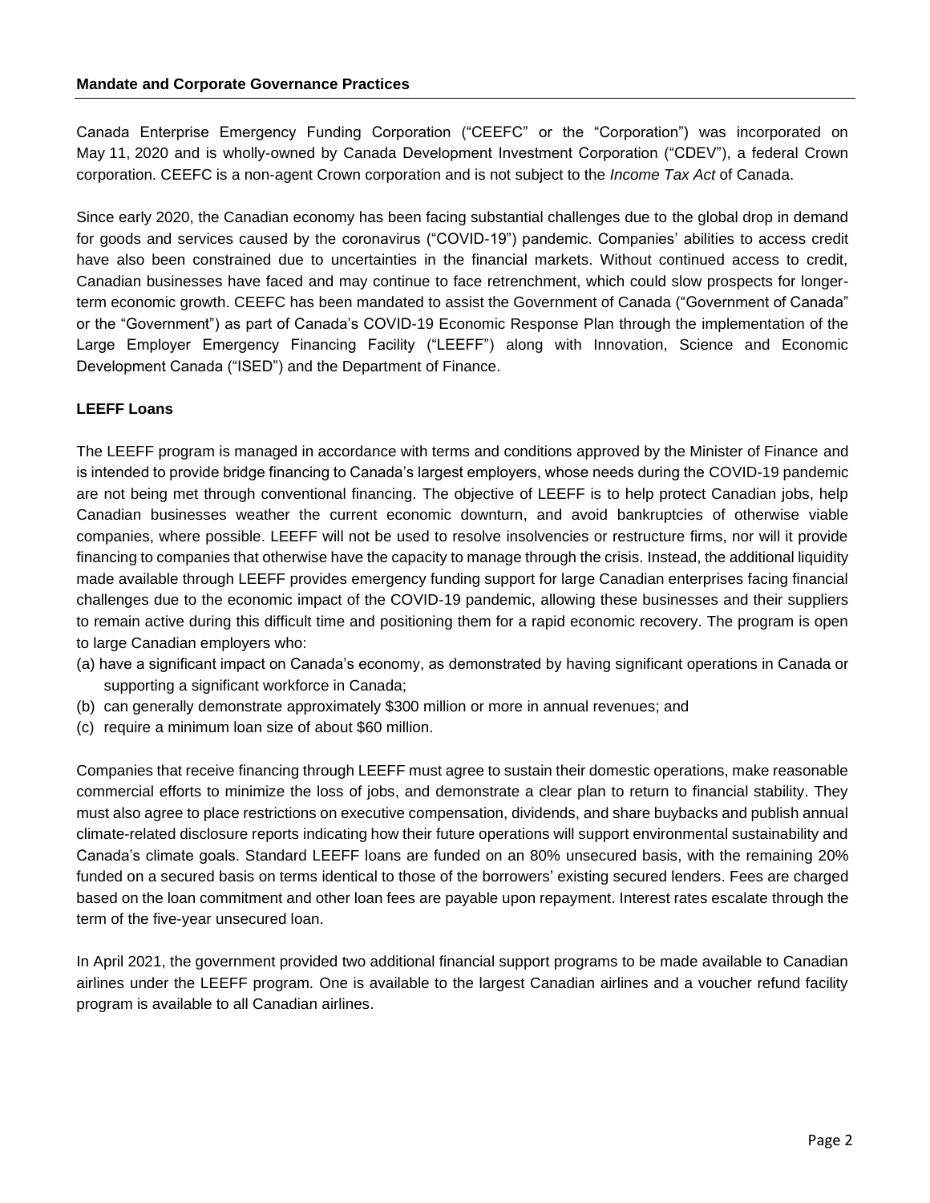## Mandate and Corporate Governance Practices

Canada Enterprise Emergency Funding Corporation ("CEEFC" or the "Corporation") was incorporated on May 11, 2020 and is wholly-owned by Canada Development Investment Corporation ("CDEV"), a federal Crown corporation. CEEFC is a non-agent Crown corporation and is not subject to the *Income Tax Act* of Canada.

Since early 2020, the Canadian economy has been facing substantial challenges due to the global drop in demand for goods and services caused by the coronavirus ("COVID-19") pandemic. Companies' abilities to access credit have also been constrained due to uncertainties in the financial markets. Without continued access to credit, Canadian businesses have faced and may continue to face retrenchment, which could slow prospects for longer-term economic growth. CEEFC has been mandated to assist the Government of Canada ("Government of Canada" or the "Government") as part of Canada's COVID-19 Economic Response Plan through the implementation of the Large Employer Emergency Financing Facility ("LEEFF") along with Innovation, Science and Economic Development Canada ("ISED") and the Department of Finance.

### LEEFF Loans

The LEEFF program is managed in accordance with terms and conditions approved by the Minister of Finance and is intended to provide bridge financing to Canada's largest employers, whose needs during the COVID-19 pandemic are not being met through conventional financing. The objective of LEEFF is to help protect Canadian jobs, help Canadian businesses weather the current economic downturn, and avoid bankruptcies of otherwise viable companies, where possible. LEEFF will not be used to resolve insolvencies or restructure firms, nor will it provide financing to companies that otherwise have the capacity to manage through the crisis. Instead, the additional liquidity made available through LEEFF provides emergency funding support for large Canadian enterprises facing financial challenges due to the economic impact of the COVID-19 pandemic, allowing these businesses and their suppliers to remain active during this difficult time and positioning them for a rapid economic recovery. The program is open to large Canadian employers who:

(a) have a significant impact on Canada's economy, as demonstrated by having significant operations in Canada or supporting a significant workforce in Canada;
(b) can generally demonstrate approximately $300 million or more in annual revenues; and
(c) require a minimum loan size of about $60 million.

Companies that receive financing through LEEFF must agree to sustain their domestic operations, make reasonable commercial efforts to minimize the loss of jobs, and demonstrate a clear plan to return to financial stability. They must also agree to place restrictions on executive compensation, dividends, and share buybacks and publish annual climate-related disclosure reports indicating how their future operations will support environmental sustainability and Canada's climate goals. Standard LEEFF loans are funded on an 80% unsecured basis, with the remaining 20% funded on a secured basis on terms identical to those of the borrowers' existing secured lenders. Fees are charged based on the loan commitment and other loan fees are payable upon repayment. Interest rates escalate through the term of the five-year unsecured loan.

In April 2021, the government provided two additional financial support programs to be made available to Canadian airlines under the LEEFF program. One is available to the largest Canadian airlines and a voucher refund facility program is available to all Canadian airlines.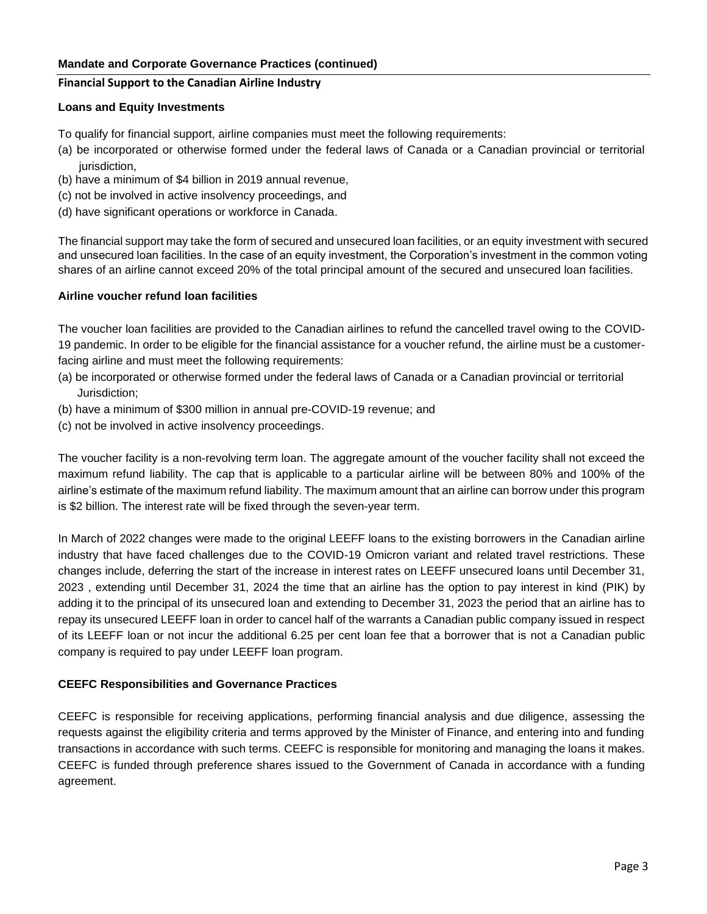**Mandate and Corporate Governance Practices (continued)**

## Financial Support to the Canadian Airline Industry

### Loans and Equity Investments

To qualify for financial support, airline companies must meet the following requirements:

(a) be incorporated or otherwise formed under the federal laws of Canada or a Canadian provincial or territorial jurisdiction,
(b) have a minimum of $4 billion in 2019 annual revenue,
(c) not be involved in active insolvency proceedings, and
(d) have significant operations or workforce in Canada.

The financial support may take the form of secured and unsecured loan facilities, or an equity investment with secured and unsecured loan facilities. In the case of an equity investment, the Corporation's investment in the common voting shares of an airline cannot exceed 20% of the total principal amount of the secured and unsecured loan facilities.

### Airline voucher refund loan facilities

The voucher loan facilities are provided to the Canadian airlines to refund the cancelled travel owing to the COVID-19 pandemic. In order to be eligible for the financial assistance for a voucher refund, the airline must be a customer-facing airline and must meet the following requirements:

(a) be incorporated or otherwise formed under the federal laws of Canada or a Canadian provincial or territorial Jurisdiction;
(b) have a minimum of $300 million in annual pre-COVID-19 revenue; and
(c) not be involved in active insolvency proceedings.

The voucher facility is a non-revolving term loan. The aggregate amount of the voucher facility shall not exceed the maximum refund liability. The cap that is applicable to a particular airline will be between 80% and 100% of the airline's estimate of the maximum refund liability. The maximum amount that an airline can borrow under this program is $2 billion. The interest rate will be fixed through the seven-year term.

In March of 2022 changes were made to the original LEEFF loans to the existing borrowers in the Canadian airline industry that have faced challenges due to the COVID-19 Omicron variant and related travel restrictions. These changes include, deferring the start of the increase in interest rates on LEEFF unsecured loans until December 31, 2023 , extending until December 31, 2024 the time that an airline has the option to pay interest in kind (PIK) by adding it to the principal of its unsecured loan and extending to December 31, 2023 the period that an airline has to repay its unsecured LEEFF loan in order to cancel half of the warrants a Canadian public company issued in respect of its LEEFF loan or not incur the additional 6.25 per cent loan fee that a borrower that is not a Canadian public company is required to pay under LEEFF loan program.

### CEEFC Responsibilities and Governance Practices

CEEFC is responsible for receiving applications, performing financial analysis and due diligence, assessing the requests against the eligibility criteria and terms approved by the Minister of Finance, and entering into and funding transactions in accordance with such terms. CEEFC is responsible for monitoring and managing the loans it makes. CEEFC is funded through preference shares issued to the Government of Canada in accordance with a funding agreement.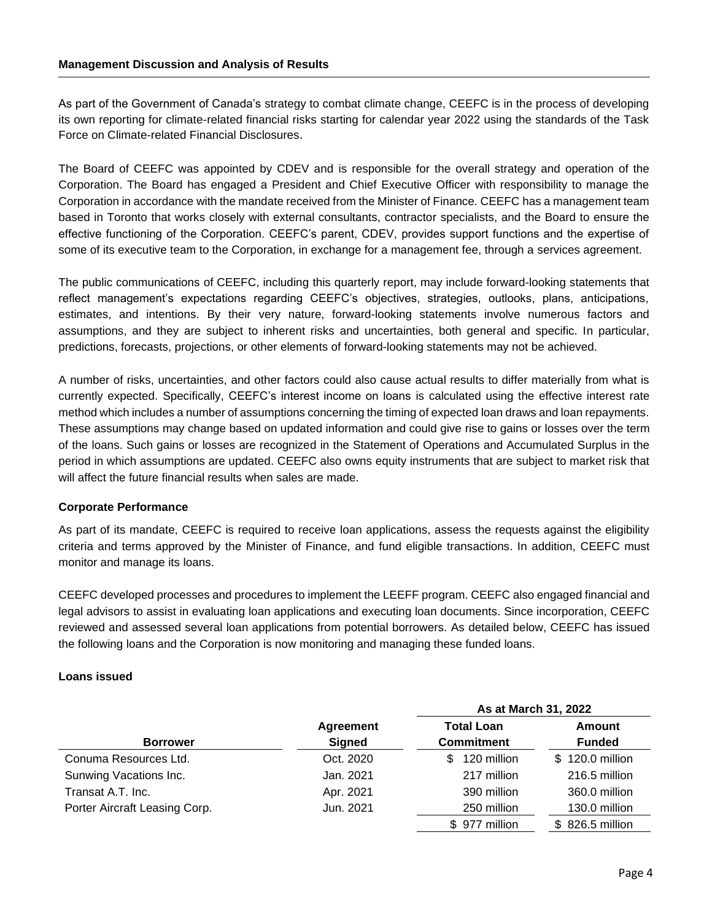## Management Discussion and Analysis of Results

As part of the Government of Canada's strategy to combat climate change, CEEFC is in the process of developing its own reporting for climate-related financial risks starting for calendar year 2022 using the standards of the Task Force on Climate-related Financial Disclosures.

The Board of CEEFC was appointed by CDEV and is responsible for the overall strategy and operation of the Corporation. The Board has engaged a President and Chief Executive Officer with responsibility to manage the Corporation in accordance with the mandate received from the Minister of Finance. CEEFC has a management team based in Toronto that works closely with external consultants, contractor specialists, and the Board to ensure the effective functioning of the Corporation. CEEFC's parent, CDEV, provides support functions and the expertise of some of its executive team to the Corporation, in exchange for a management fee, through a services agreement.

The public communications of CEEFC, including this quarterly report, may include forward-looking statements that reflect management's expectations regarding CEEFC's objectives, strategies, outlooks, plans, anticipations, estimates, and intentions. By their very nature, forward-looking statements involve numerous factors and assumptions, and they are subject to inherent risks and uncertainties, both general and specific. In particular, predictions, forecasts, projections, or other elements of forward-looking statements may not be achieved.

A number of risks, uncertainties, and other factors could also cause actual results to differ materially from what is currently expected. Specifically, CEEFC's interest income on loans is calculated using the effective interest rate method which includes a number of assumptions concerning the timing of expected loan draws and loan repayments. These assumptions may change based on updated information and could give rise to gains or losses over the term of the loans. Such gains or losses are recognized in the Statement of Operations and Accumulated Surplus in the period in which assumptions are updated. CEEFC also owns equity instruments that are subject to market risk that will affect the future financial results when sales are made.

### Corporate Performance

As part of its mandate, CEEFC is required to receive loan applications, assess the requests against the eligibility criteria and terms approved by the Minister of Finance, and fund eligible transactions. In addition, CEEFC must monitor and manage its loans.

CEEFC developed processes and procedures to implement the LEEFF program. CEEFC also engaged financial and legal advisors to assist in evaluating loan applications and executing loan documents. Since incorporation, CEEFC reviewed and assessed several loan applications from potential borrowers. As detailed below, CEEFC has issued the following loans and the Corporation is now monitoring and managing these funded loans.

### Loans issued

| | | As at March 31, 2022 | |
|---|---|---|---|
| **Borrower** | **Agreement Signed** | **Total Loan Commitment** | **Amount Funded** |
| Conuma Resources Ltd. | Oct. 2020 | $ 120 million | $ 120.0 million |
| Sunwing Vacations Inc. | Jan. 2021 | 217 million | 216.5 million |
| Transat A.T. Inc. | Apr. 2021 | 390 million | 360.0 million |
| Porter Aircraft Leasing Corp. | Jun. 2021 | 250 million | 130.0 million |
| | | $ 977 million | $ 826.5 million |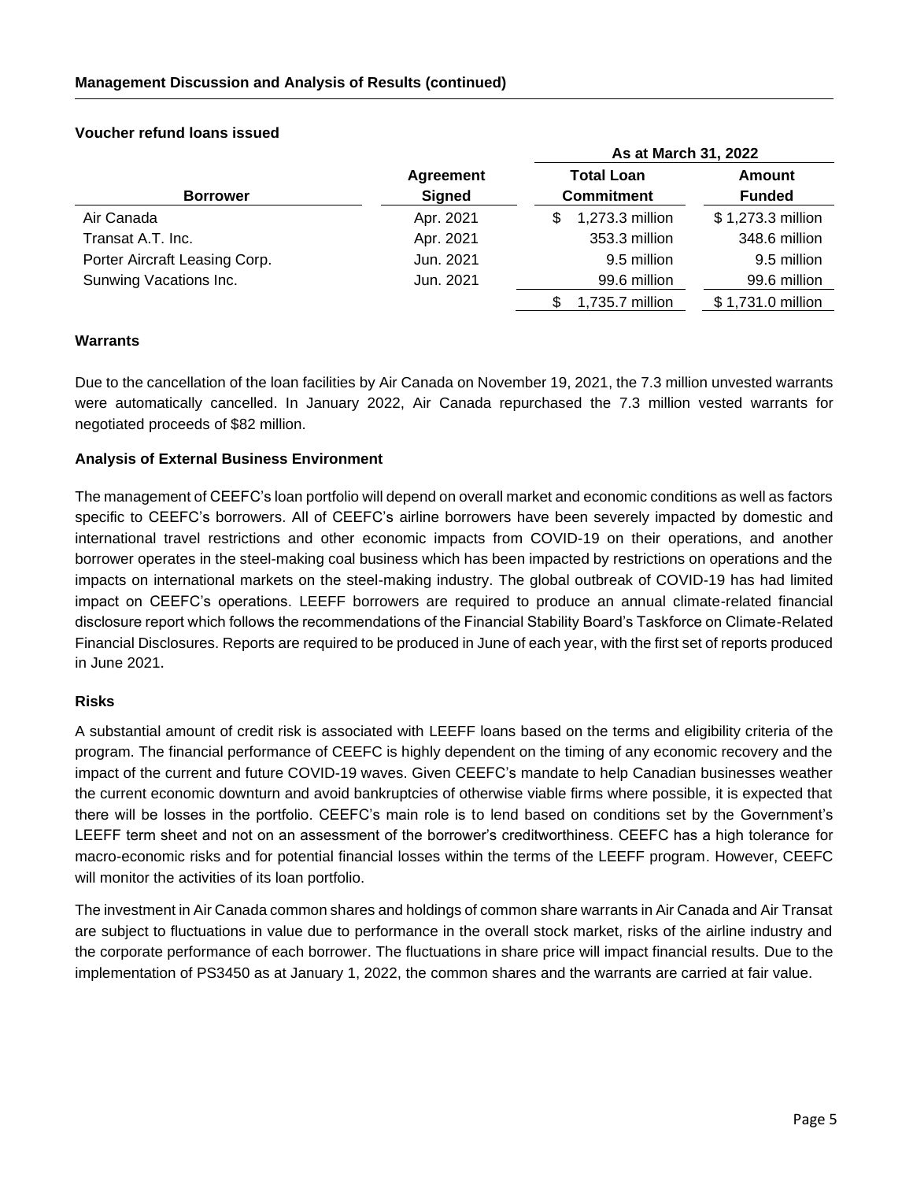**Management Discussion and Analysis of Results (continued)**

**Voucher refund loans issued**

| | | As at March 31, 2022 | |
|---|---|---|---|
| **Borrower** | **Agreement Signed** | **Total Loan Commitment** | **Amount Funded** |
| Air Canada | Apr. 2021 | $ 1,273.3 million | $ 1,273.3 million |
| Transat A.T. Inc. | Apr. 2021 | 353.3 million | 348.6 million |
| Porter Aircraft Leasing Corp. | Jun. 2021 | 9.5 million | 9.5 million |
| Sunwing Vacations Inc. | Jun. 2021 | 99.6 million | 99.6 million |
| | | $ 1,735.7 million | $ 1,731.0 million |

**Warrants**

Due to the cancellation of the loan facilities by Air Canada on November 19, 2021, the 7.3 million unvested warrants were automatically cancelled. In January 2022, Air Canada repurchased the 7.3 million vested warrants for negotiated proceeds of $82 million.

**Analysis of External Business Environment**

The management of CEEFC's loan portfolio will depend on overall market and economic conditions as well as factors specific to CEEFC's borrowers. All of CEEFC's airline borrowers have been severely impacted by domestic and international travel restrictions and other economic impacts from COVID-19 on their operations, and another borrower operates in the steel-making coal business which has been impacted by restrictions on operations and the impacts on international markets on the steel-making industry. The global outbreak of COVID-19 has had limited impact on CEEFC's operations. LEEFF borrowers are required to produce an annual climate-related financial disclosure report which follows the recommendations of the Financial Stability Board's Taskforce on Climate-Related Financial Disclosures. Reports are required to be produced in June of each year, with the first set of reports produced in June 2021.

**Risks**

A substantial amount of credit risk is associated with LEEFF loans based on the terms and eligibility criteria of the program. The financial performance of CEEFC is highly dependent on the timing of any economic recovery and the impact of the current and future COVID-19 waves. Given CEEFC's mandate to help Canadian businesses weather the current economic downturn and avoid bankruptcies of otherwise viable firms where possible, it is expected that there will be losses in the portfolio. CEEFC's main role is to lend based on conditions set by the Government's LEEFF term sheet and not on an assessment of the borrower's creditworthiness. CEEFC has a high tolerance for macro-economic risks and for potential financial losses within the terms of the LEEFF program. However, CEEFC will monitor the activities of its loan portfolio.

The investment in Air Canada common shares and holdings of common share warrants in Air Canada and Air Transat are subject to fluctuations in value due to performance in the overall stock market, risks of the airline industry and the corporate performance of each borrower. The fluctuations in share price will impact financial results. Due to the implementation of PS3450 as at January 1, 2022, the common shares and the warrants are carried at fair value.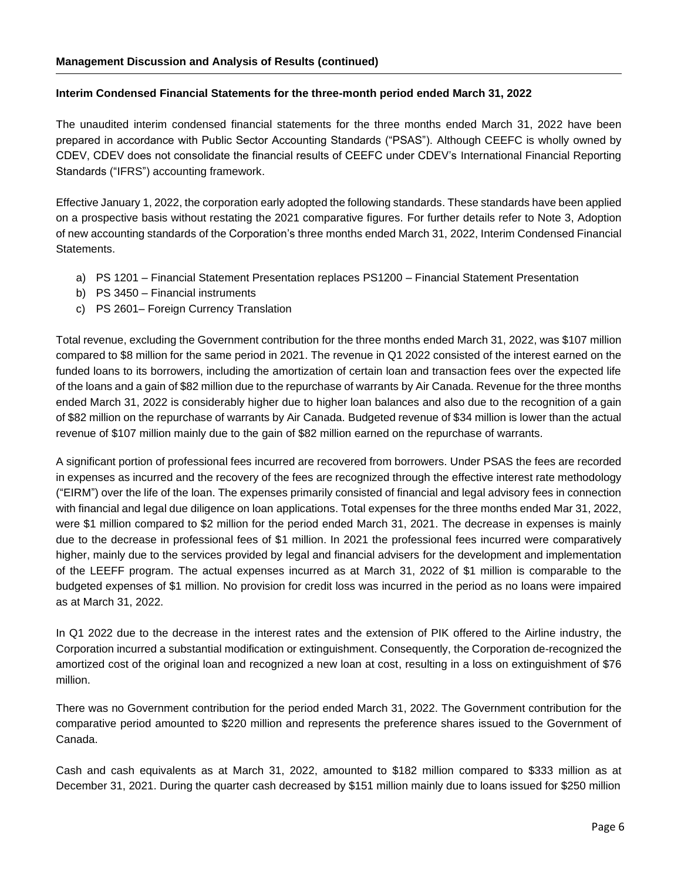**Management Discussion and Analysis of Results (continued)**

**Interim Condensed Financial Statements for the three-month period ended March 31, 2022**

The unaudited interim condensed financial statements for the three months ended March 31, 2022 have been prepared in accordance with Public Sector Accounting Standards ("PSAS"). Although CEEFC is wholly owned by CDEV, CDEV does not consolidate the financial results of CEEFC under CDEV's International Financial Reporting Standards ("IFRS") accounting framework.

Effective January 1, 2022, the corporation early adopted the following standards. These standards have been applied on a prospective basis without restating the 2021 comparative figures. For further details refer to Note 3, Adoption of new accounting standards of the Corporation's three months ended March 31, 2022, Interim Condensed Financial Statements.

a) PS 1201 – Financial Statement Presentation replaces PS1200 – Financial Statement Presentation
b) PS 3450 – Financial instruments
c) PS 2601– Foreign Currency Translation

Total revenue, excluding the Government contribution for the three months ended March 31, 2022, was $107 million compared to $8 million for the same period in 2021. The revenue in Q1 2022 consisted of the interest earned on the funded loans to its borrowers, including the amortization of certain loan and transaction fees over the expected life of the loans and a gain of $82 million due to the repurchase of warrants by Air Canada. Revenue for the three months ended March 31, 2022 is considerably higher due to higher loan balances and also due to the recognition of a gain of $82 million on the repurchase of warrants by Air Canada. Budgeted revenue of $34 million is lower than the actual revenue of $107 million mainly due to the gain of $82 million earned on the repurchase of warrants.

A significant portion of professional fees incurred are recovered from borrowers. Under PSAS the fees are recorded in expenses as incurred and the recovery of the fees are recognized through the effective interest rate methodology ("EIRM") over the life of the loan. The expenses primarily consisted of financial and legal advisory fees in connection with financial and legal due diligence on loan applications. Total expenses for the three months ended Mar 31, 2022, were $1 million compared to $2 million for the period ended March 31, 2021. The decrease in expenses is mainly due to the decrease in professional fees of $1 million. In 2021 the professional fees incurred were comparatively higher, mainly due to the services provided by legal and financial advisers for the development and implementation of the LEEFF program. The actual expenses incurred as at March 31, 2022 of $1 million is comparable to the budgeted expenses of $1 million. No provision for credit loss was incurred in the period as no loans were impaired as at March 31, 2022.

In Q1 2022 due to the decrease in the interest rates and the extension of PIK offered to the Airline industry, the Corporation incurred a substantial modification or extinguishment. Consequently, the Corporation de-recognized the amortized cost of the original loan and recognized a new loan at cost, resulting in a loss on extinguishment of $76 million.

There was no Government contribution for the period ended March 31, 2022. The Government contribution for the comparative period amounted to $220 million and represents the preference shares issued to the Government of Canada.

Cash and cash equivalents as at March 31, 2022, amounted to $182 million compared to $333 million as at December 31, 2021. During the quarter cash decreased by $151 million mainly due to loans issued for $250 million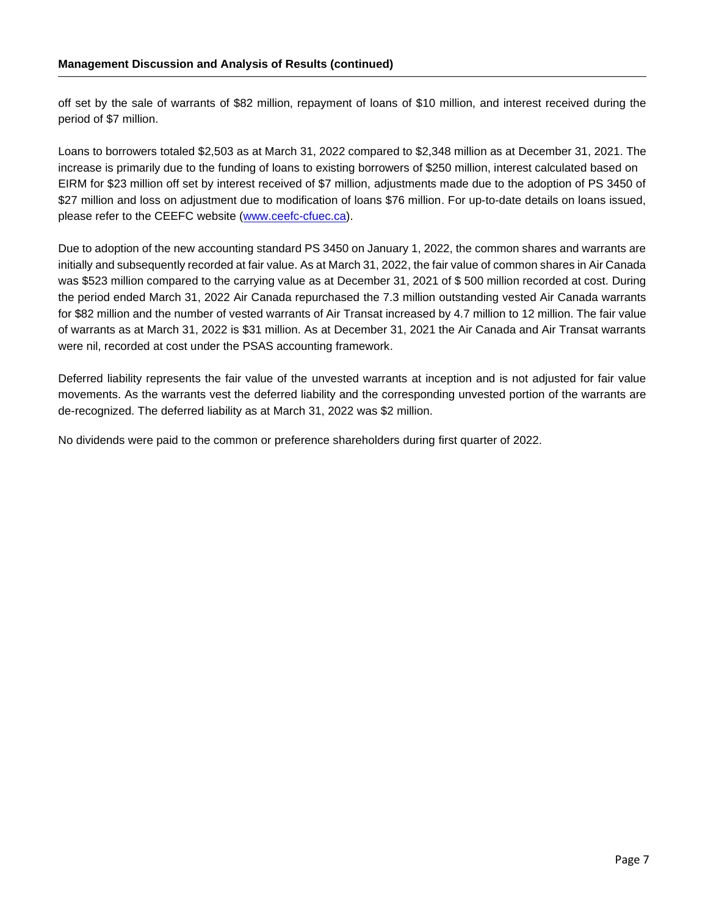off set by the sale of warrants of $82 million, repayment of loans of $10 million, and interest received during the period of $7 million.

Loans to borrowers totaled $2,503 as at March 31, 2022 compared to $2,348 million as at December 31, 2021. The increase is primarily due to the funding of loans to existing borrowers of $250 million, interest calculated based on EIRM for $23 million off set by interest received of $7 million, adjustments made due to the adoption of PS 3450 of $27 million and loss on adjustment due to modification of loans $76 million. For up-to-date details on loans issued, please refer to the CEEFC website ([www.ceefc-cfuec.ca](www.ceefc-cfuec.ca)).

Due to adoption of the new accounting standard PS 3450 on January 1, 2022, the common shares and warrants are initially and subsequently recorded at fair value. As at March 31, 2022, the fair value of common shares in Air Canada was $523 million compared to the carrying value as at December 31, 2021 of $ 500 million recorded at cost. During the period ended March 31, 2022 Air Canada repurchased the 7.3 million outstanding vested Air Canada warrants for $82 million and the number of vested warrants of Air Transat increased by 4.7 million to 12 million. The fair value of warrants as at March 31, 2022 is $31 million. As at December 31, 2021 the Air Canada and Air Transat warrants were nil, recorded at cost under the PSAS accounting framework.

Deferred liability represents the fair value of the unvested warrants at inception and is not adjusted for fair value movements. As the warrants vest the deferred liability and the corresponding unvested portion of the warrants are de-recognized. The deferred liability as at March 31, 2022 was $2 million.

No dividends were paid to the common or preference shareholders during first quarter of 2022.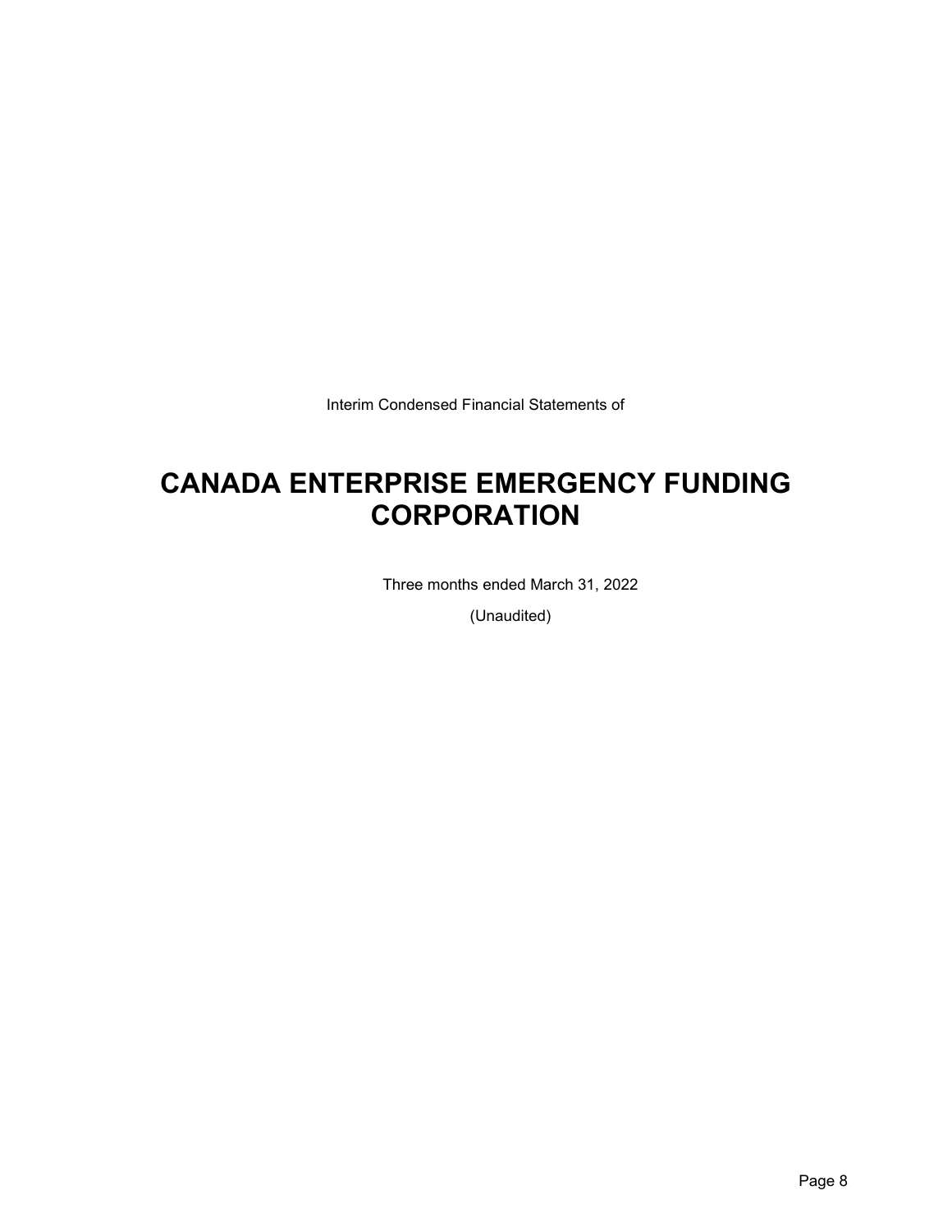Interim Condensed Financial Statements of

# CANADA ENTERPRISE EMERGENCY FUNDING CORPORATION

Three months ended March 31, 2022

(Unaudited)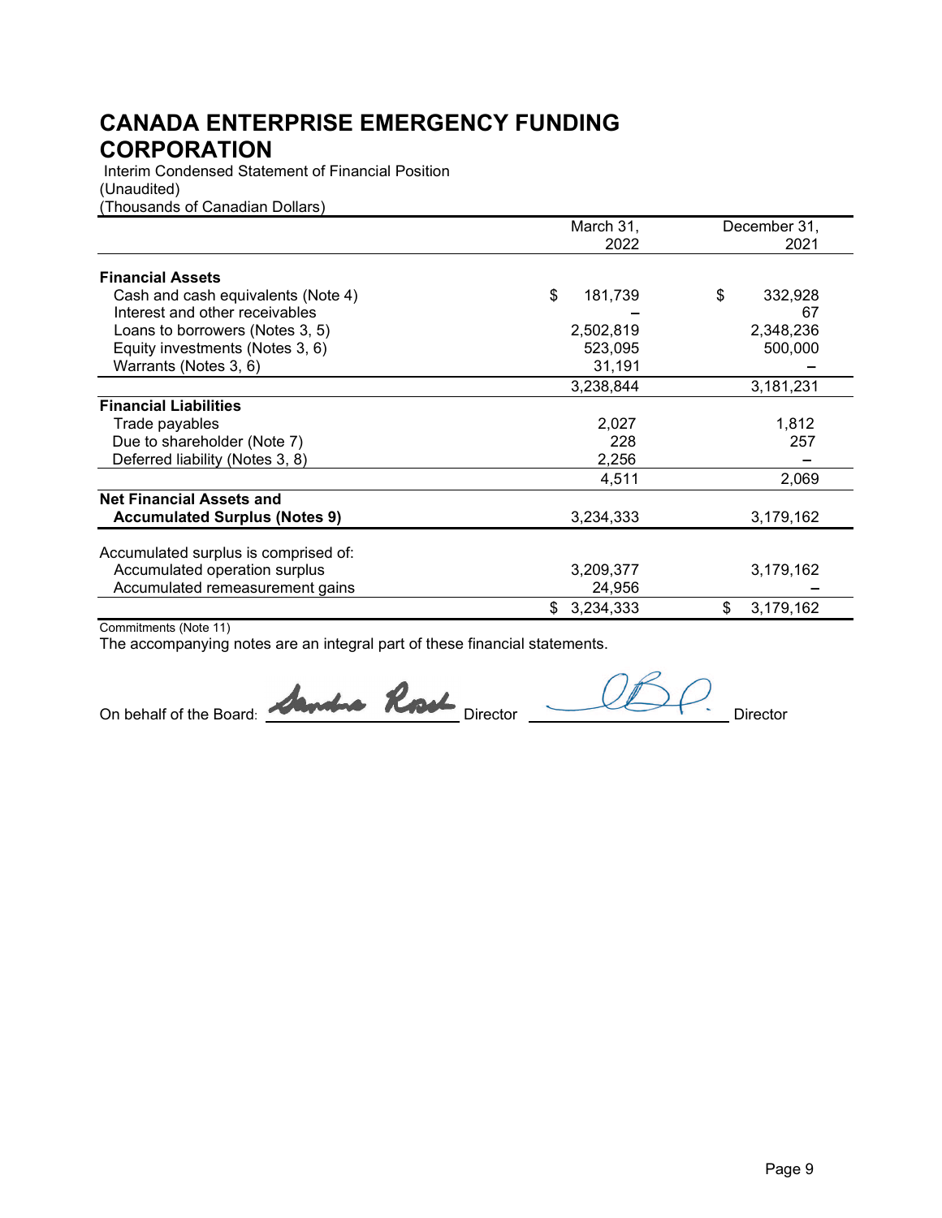# CANADA ENTERPRISE EMERGENCY FUNDING CORPORATION

Interim Condensed Statement of Financial Position
(Unaudited)
(Thousands of Canadian Dollars)

| | March 31, 2022 | December 31, 2021 |
|---|---|---|
| **Financial Assets** | | |
| Cash and cash equivalents (Note 4) | $ 181,739 | $ 332,928 |
| Interest and other receivables | – | 67 |
| Loans to borrowers (Notes 3, 5) | 2,502,819 | 2,348,236 |
| Equity investments (Notes 3, 6) | 523,095 | 500,000 |
| Warrants (Notes 3, 6) | 31,191 | – |
| | 3,238,844 | 3,181,231 |
| **Financial Liabilities** | | |
| Trade payables | 2,027 | 1,812 |
| Due to shareholder (Note 7) | 228 | 257 |
| Deferred liability (Notes 3, 8) | 2,256 | – |
| | 4,511 | 2,069 |
| **Net Financial Assets and Accumulated Surplus (Notes 9)** | 3,234,333 | 3,179,162 |
| | | |
| Accumulated surplus is comprised of: | | |
| Accumulated operation surplus | 3,209,377 | 3,179,162 |
| Accumulated remeasurement gains | 24,956 | – |
| | $ 3,234,333 | $ 3,179,162 |

Commitments (Note 11)

The accompanying notes are an integral part of these financial statements.

On behalf of the Board: Sandra Rosch Director ____________ Director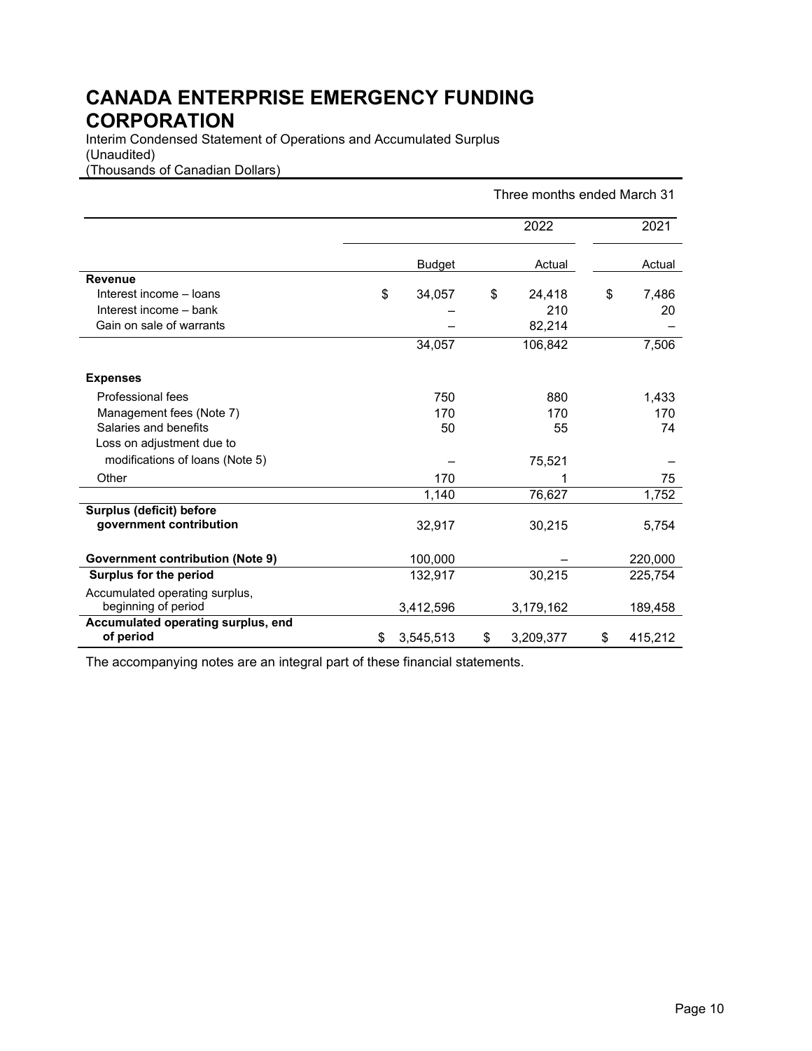# CANADA ENTERPRISE EMERGENCY FUNDING CORPORATION

Interim Condensed Statement of Operations and Accumulated Surplus
(Unaudited)
(Thousands of Canadian Dollars)

| | Three months ended March 31 | | |
|---|---|---|---|
| | 2022 | | 2021 |
| | Budget | Actual | Actual |
| **Revenue** | | | |
| Interest income – loans | $ 34,057 | $ 24,418 | $ 7,486 |
| Interest income – bank | – | 210 | 20 |
| Gain on sale of warrants | – | 82,214 | – |
| | 34,057 | 106,842 | 7,506 |
| **Expenses** | | | |
| Professional fees | 750 | 880 | 1,433 |
| Management fees (Note 7) | 170 | 170 | 170 |
| Salaries and benefits | 50 | 55 | 74 |
| Loss on adjustment due to modifications of loans (Note 5) | – | 75,521 | – |
| Other | 170 | 1 | 75 |
| | 1,140 | 76,627 | 1,752 |
| **Surplus (deficit) before government contribution** | 32,917 | 30,215 | 5,754 |
| **Government contribution (Note 9)** | 100,000 | – | 220,000 |
| **Surplus for the period** | 132,917 | 30,215 | 225,754 |
| Accumulated operating surplus, beginning of period | 3,412,596 | 3,179,162 | 189,458 |
| **Accumulated operating surplus, end of period** | $ 3,545,513 | $ 3,209,377 | $ 415,212 |

The accompanying notes are an integral part of these financial statements.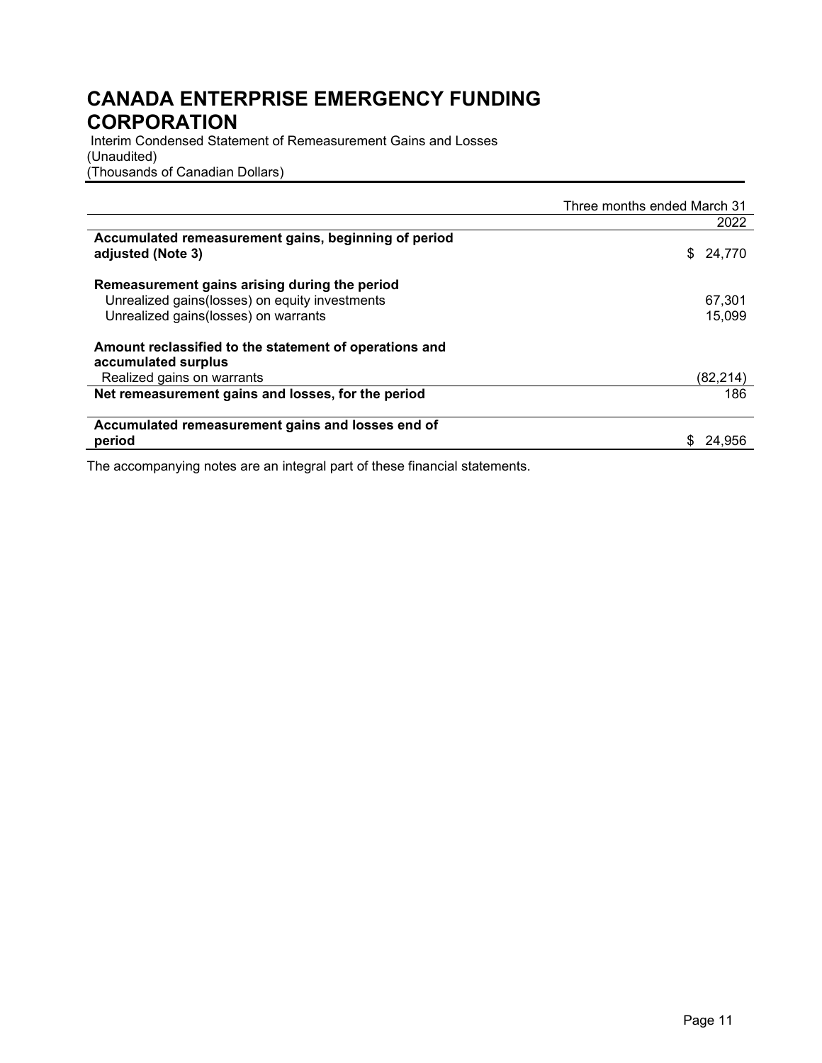# CANADA ENTERPRISE EMERGENCY FUNDING CORPORATION

Interim Condensed Statement of Remeasurement Gains and Losses
(Unaudited)
(Thousands of Canadian Dollars)

| | Three months ended March 31 |
|---|---|
| | 2022 |
| **Accumulated remeasurement gains, beginning of period adjusted (Note 3)** | $ 24,770 |
| **Remeasurement gains arising during the period** | |
| Unrealized gains(losses) on equity investments | 67,301 |
| Unrealized gains(losses) on warrants | 15,099 |
| **Amount reclassified to the statement of operations and accumulated surplus** | |
| Realized gains on warrants | (82,214) |
| **Net remeasurement gains and losses, for the period** | 186 |
| **Accumulated remeasurement gains and losses end of period** | $ 24,956 |

The accompanying notes are an integral part of these financial statements.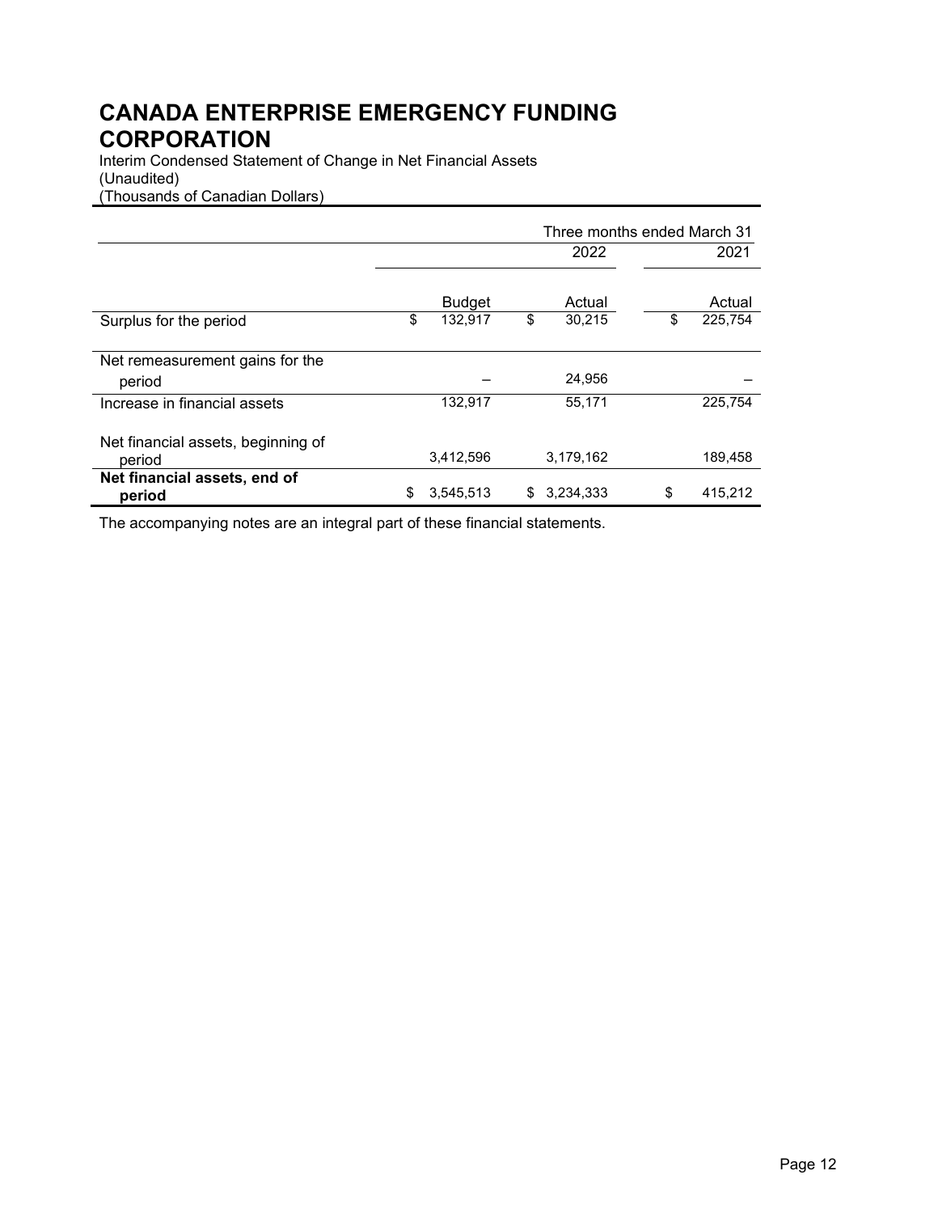# CANADA ENTERPRISE EMERGENCY FUNDING CORPORATION

Interim Condensed Statement of Change in Net Financial Assets
(Unaudited)
(Thousands of Canadian Dollars)

| | Three months ended March 31 | | |
|---|---|---|---|
| | 2022 | | 2021 |
| | Budget | Actual | Actual |
| Surplus for the period | $ 132,917 | $ 30,215 | $ 225,754 |
| Net remeasurement gains for the period | – | 24,956 | – |
| Increase in financial assets | 132,917 | 55,171 | 225,754 |
| Net financial assets, beginning of period | 3,412,596 | 3,179,162 | 189,458 |
| **Net financial assets, end of period** | $ 3,545,513 | $ 3,234,333 | $ 415,212 |

The accompanying notes are an integral part of these financial statements.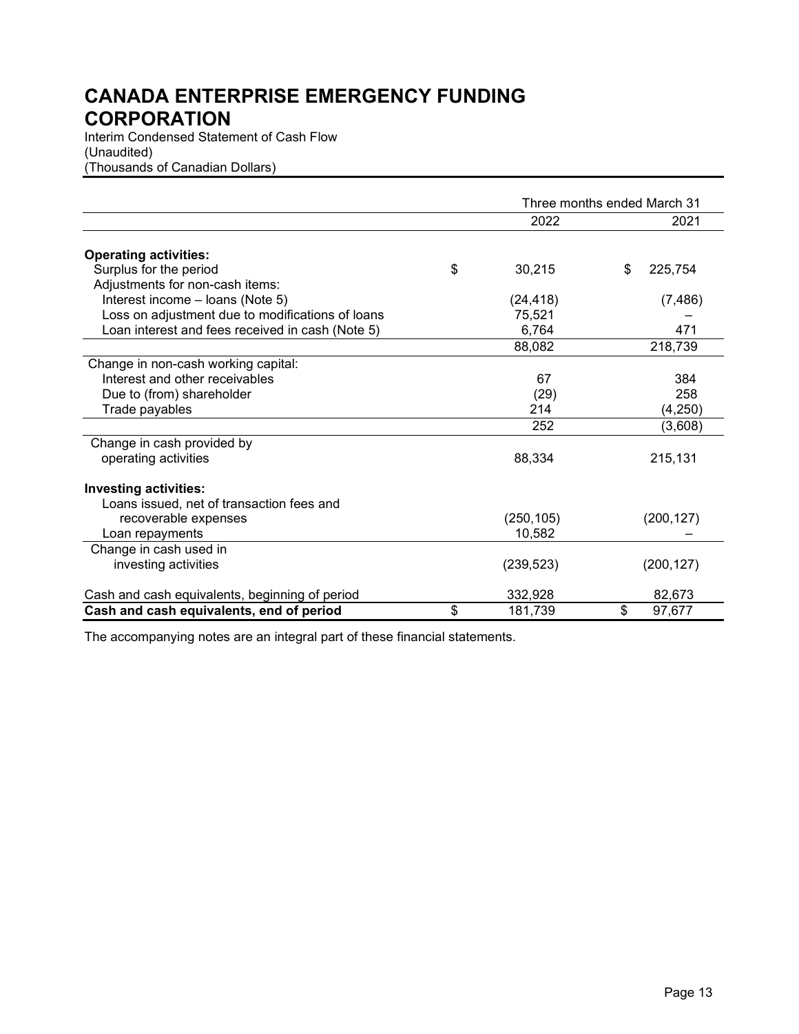# CANADA ENTERPRISE EMERGENCY FUNDING CORPORATION

Interim Condensed Statement of Cash Flow
(Unaudited)
(Thousands of Canadian Dollars)

| | Three months ended March 31 | |
|---|---|---|
| | 2022 | 2021 |
| **Operating activities:** | | |
| Surplus for the period | $ 30,215 | $ 225,754 |
| Adjustments for non-cash items: | | |
| Interest income – loans (Note 5) | (24,418) | (7,486) |
| Loss on adjustment due to modifications of loans | 75,521 | – |
| Loan interest and fees received in cash (Note 5) | 6,764 | 471 |
| | 88,082 | 218,739 |
| Change in non-cash working capital: | | |
| Interest and other receivables | 67 | 384 |
| Due to (from) shareholder | (29) | 258 |
| Trade payables | 214 | (4,250) |
| | 252 | (3,608) |
| Change in cash provided by operating activities | 88,334 | 215,131 |
| **Investing activities:** | | |
| Loans issued, net of transaction fees and recoverable expenses | (250,105) | (200,127) |
| Loan repayments | 10,582 | – |
| Change in cash used in investing activities | (239,523) | (200,127) |
| Cash and cash equivalents, beginning of period | 332,928 | 82,673 |
| **Cash and cash equivalents, end of period** | $ 181,739 | $ 97,677 |

The accompanying notes are an integral part of these financial statements.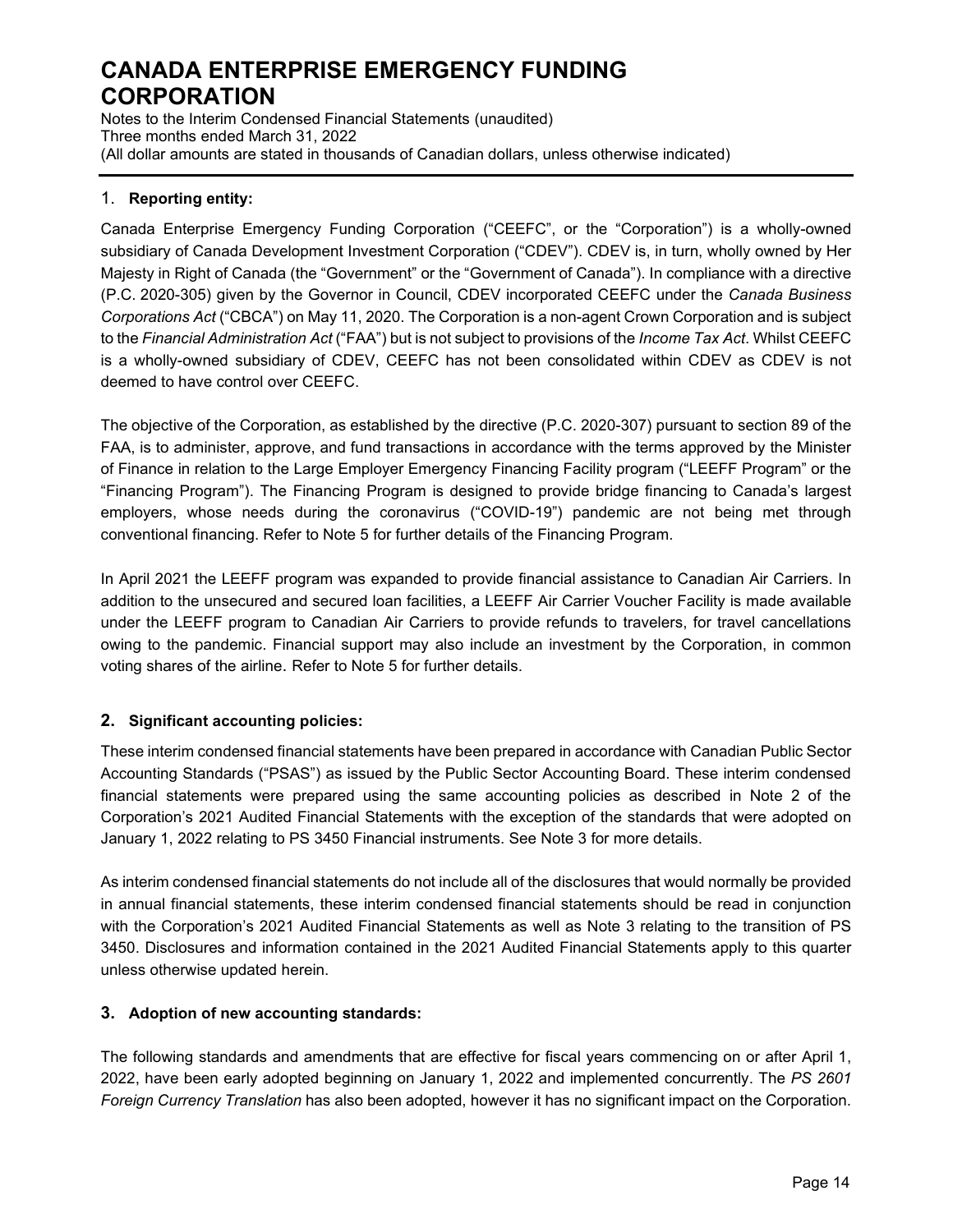# CANADA ENTERPRISE EMERGENCY FUNDING CORPORATION

Notes to the Interim Condensed Financial Statements (unaudited)
Three months ended March 31, 2022
(All dollar amounts are stated in thousands of Canadian dollars, unless otherwise indicated)

## 1. Reporting entity:

Canada Enterprise Emergency Funding Corporation ("CEEFC", or the "Corporation") is a wholly-owned subsidiary of Canada Development Investment Corporation ("CDEV"). CDEV is, in turn, wholly owned by Her Majesty in Right of Canada (the "Government" or the "Government of Canada"). In compliance with a directive (P.C. 2020-305) given by the Governor in Council, CDEV incorporated CEEFC under the *Canada Business Corporations Act* ("CBCA") on May 11, 2020. The Corporation is a non-agent Crown Corporation and is subject to the *Financial Administration Act* ("FAA") but is not subject to provisions of the *Income Tax Act*. Whilst CEEFC is a wholly-owned subsidiary of CDEV, CEEFC has not been consolidated within CDEV as CDEV is not deemed to have control over CEEFC.

The objective of the Corporation, as established by the directive (P.C. 2020-307) pursuant to section 89 of the FAA, is to administer, approve, and fund transactions in accordance with the terms approved by the Minister of Finance in relation to the Large Employer Emergency Financing Facility program ("LEEFF Program" or the "Financing Program"). The Financing Program is designed to provide bridge financing to Canada's largest employers, whose needs during the coronavirus ("COVID-19") pandemic are not being met through conventional financing. Refer to Note 5 for further details of the Financing Program.

In April 2021 the LEEFF program was expanded to provide financial assistance to Canadian Air Carriers. In addition to the unsecured and secured loan facilities, a LEEFF Air Carrier Voucher Facility is made available under the LEEFF program to Canadian Air Carriers to provide refunds to travelers, for travel cancellations owing to the pandemic. Financial support may also include an investment by the Corporation, in common voting shares of the airline. Refer to Note 5 for further details.

## 2. Significant accounting policies:

These interim condensed financial statements have been prepared in accordance with Canadian Public Sector Accounting Standards ("PSAS") as issued by the Public Sector Accounting Board. These interim condensed financial statements were prepared using the same accounting policies as described in Note 2 of the Corporation's 2021 Audited Financial Statements with the exception of the standards that were adopted on January 1, 2022 relating to PS 3450 Financial instruments. See Note 3 for more details.

As interim condensed financial statements do not include all of the disclosures that would normally be provided in annual financial statements, these interim condensed financial statements should be read in conjunction with the Corporation's 2021 Audited Financial Statements as well as Note 3 relating to the transition of PS 3450. Disclosures and information contained in the 2021 Audited Financial Statements apply to this quarter unless otherwise updated herein.

## 3. Adoption of new accounting standards:

The following standards and amendments that are effective for fiscal years commencing on or after April 1, 2022, have been early adopted beginning on January 1, 2022 and implemented concurrently. The *PS 2601 Foreign Currency Translation* has also been adopted, however it has no significant impact on the Corporation.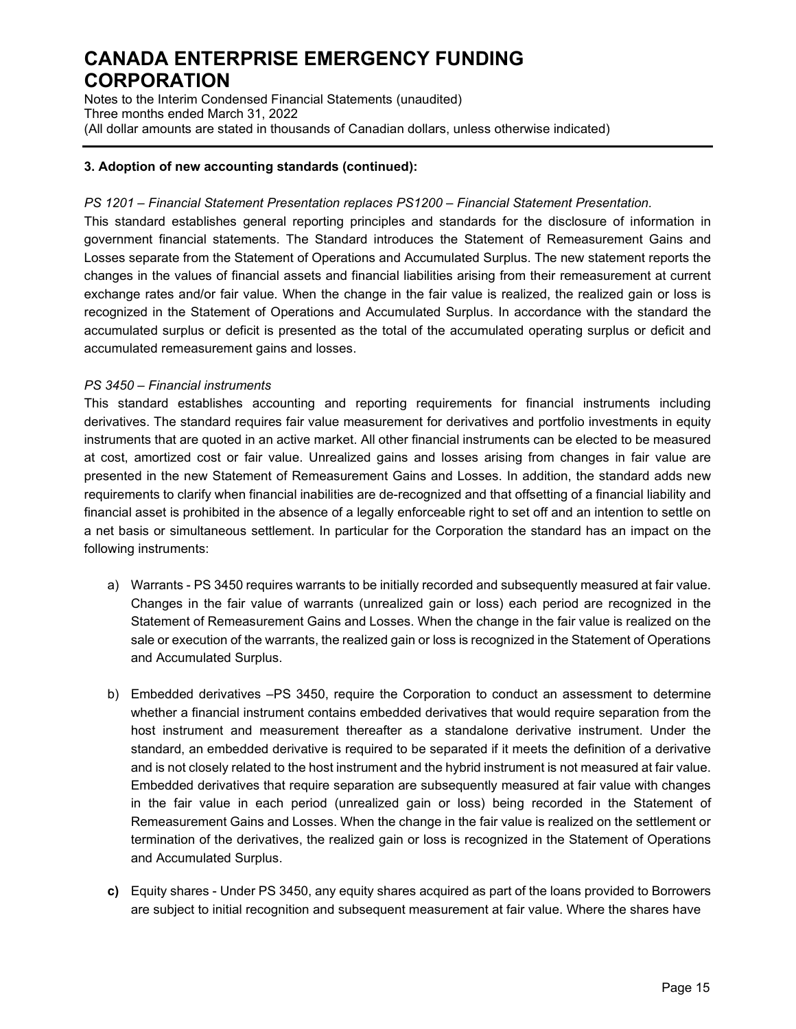### 3. Adoption of new accounting standards (continued):

*PS 1201 – Financial Statement Presentation replaces PS1200 – Financial Statement Presentation.*

This standard establishes general reporting principles and standards for the disclosure of information in government financial statements. The Standard introduces the Statement of Remeasurement Gains and Losses separate from the Statement of Operations and Accumulated Surplus. The new statement reports the changes in the values of financial assets and financial liabilities arising from their remeasurement at current exchange rates and/or fair value. When the change in the fair value is realized, the realized gain or loss is recognized in the Statement of Operations and Accumulated Surplus. In accordance with the standard the accumulated surplus or deficit is presented as the total of the accumulated operating surplus or deficit and accumulated remeasurement gains and losses.

*PS 3450 – Financial instruments*

This standard establishes accounting and reporting requirements for financial instruments including derivatives. The standard requires fair value measurement for derivatives and portfolio investments in equity instruments that are quoted in an active market. All other financial instruments can be elected to be measured at cost, amortized cost or fair value. Unrealized gains and losses arising from changes in fair value are presented in the new Statement of Remeasurement Gains and Losses. In addition, the standard adds new requirements to clarify when financial inabilities are de-recognized and that offsetting of a financial liability and financial asset is prohibited in the absence of a legally enforceable right to set off and an intention to settle on a net basis or simultaneous settlement. In particular for the Corporation the standard has an impact on the following instruments:

a) Warrants - PS 3450 requires warrants to be initially recorded and subsequently measured at fair value. Changes in the fair value of warrants (unrealized gain or loss) each period are recognized in the Statement of Remeasurement Gains and Losses. When the change in the fair value is realized on the sale or execution of the warrants, the realized gain or loss is recognized in the Statement of Operations and Accumulated Surplus.

b) Embedded derivatives –PS 3450, require the Corporation to conduct an assessment to determine whether a financial instrument contains embedded derivatives that would require separation from the host instrument and measurement thereafter as a standalone derivative instrument. Under the standard, an embedded derivative is required to be separated if it meets the definition of a derivative and is not closely related to the host instrument and the hybrid instrument is not measured at fair value. Embedded derivatives that require separation are subsequently measured at fair value with changes in the fair value in each period (unrealized gain or loss) being recorded in the Statement of Remeasurement Gains and Losses. When the change in the fair value is realized on the settlement or termination of the derivatives, the realized gain or loss is recognized in the Statement of Operations and Accumulated Surplus.

**c)** Equity shares - Under PS 3450, any equity shares acquired as part of the loans provided to Borrowers are subject to initial recognition and subsequent measurement at fair value. Where the shares have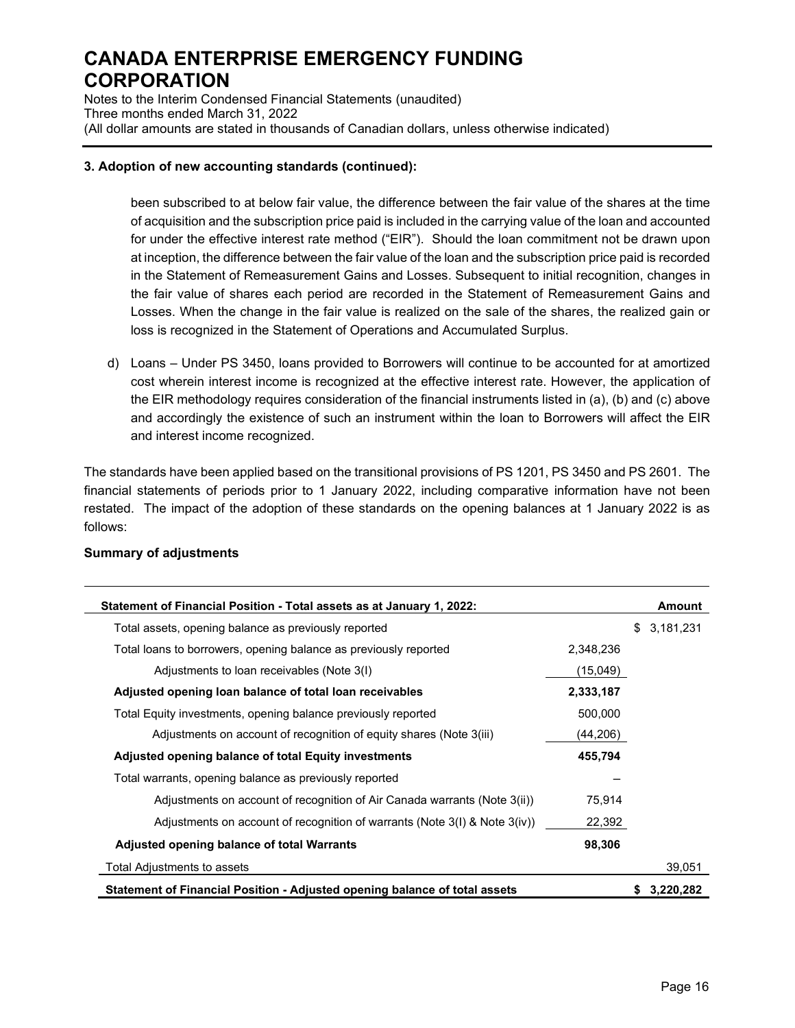## 3. Adoption of new accounting standards (continued):

been subscribed to at below fair value, the difference between the fair value of the shares at the time of acquisition and the subscription price paid is included in the carrying value of the loan and accounted for under the effective interest rate method ("EIR"). Should the loan commitment not be drawn upon at inception, the difference between the fair value of the loan and the subscription price paid is recorded in the Statement of Remeasurement Gains and Losses. Subsequent to initial recognition, changes in the fair value of shares each period are recorded in the Statement of Remeasurement Gains and Losses. When the change in the fair value is realized on the sale of the shares, the realized gain or loss is recognized in the Statement of Operations and Accumulated Surplus.

d) Loans – Under PS 3450, loans provided to Borrowers will continue to be accounted for at amortized cost wherein interest income is recognized at the effective interest rate. However, the application of the EIR methodology requires consideration of the financial instruments listed in (a), (b) and (c) above and accordingly the existence of such an instrument within the loan to Borrowers will affect the EIR and interest income recognized.

The standards have been applied based on the transitional provisions of PS 1201, PS 3450 and PS 2601. The financial statements of periods prior to 1 January 2022, including comparative information have not been restated. The impact of the adoption of these standards on the opening balances at 1 January 2022 is as follows:

**Summary of adjustments**

| **Statement of Financial Position - Total assets as at January 1, 2022:** | | **Amount** |
|---|---|---|
| Total assets, opening balance as previously reported | | $ 3,181,231 |
| Total loans to borrowers, opening balance as previously reported | 2,348,236 | |
| Adjustments to loan receivables (Note 3(I) | (15,049) | |
| **Adjusted opening loan balance of total loan receivables** | **2,333,187** | |
| Total Equity investments, opening balance previously reported | 500,000 | |
| Adjustments on account of recognition of equity shares (Note 3(iii) | (44,206) | |
| **Adjusted opening balance of total Equity investments** | **455,794** | |
| Total warrants, opening balance as previously reported | – | |
| Adjustments on account of recognition of Air Canada warrants (Note 3(ii)) | 75,914 | |
| Adjustments on account of recognition of warrants (Note 3(I) & Note 3(iv)) | 22,392 | |
| **Adjusted opening balance of total Warrants** | **98,306** | |
| Total Adjustments to assets | | 39,051 |
| **Statement of Financial Position - Adjusted opening balance of total assets** | | **$ 3,220,282** |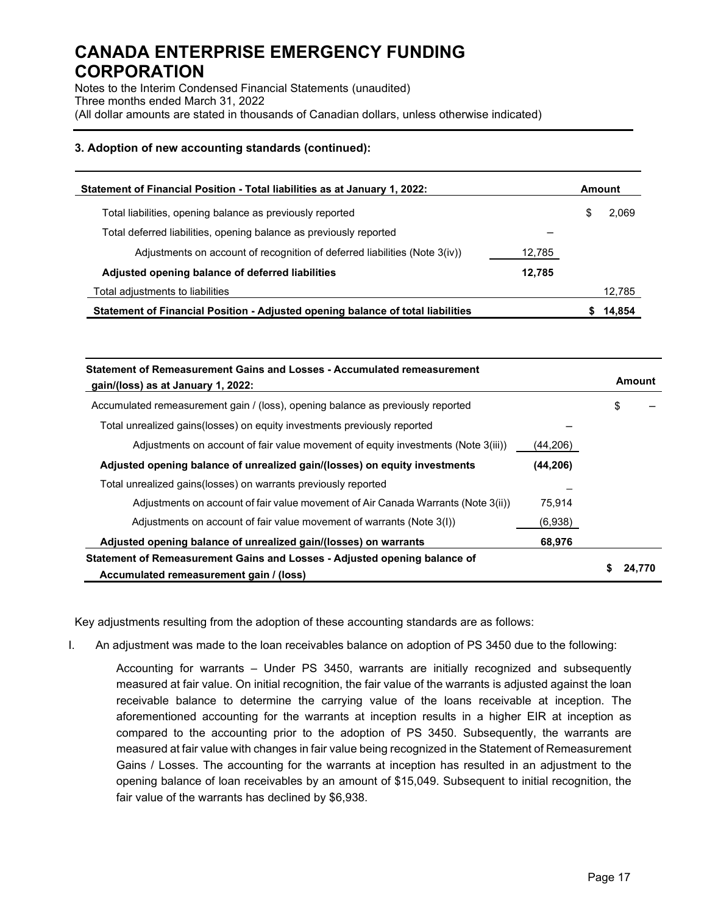### 3. Adoption of new accounting standards (continued):

| Statement of Financial Position - Total liabilities as at January 1, 2022: | | Amount |
|---|---|---|
| Total liabilities, opening balance as previously reported | | $ 2,069 |
| Total deferred liabilities, opening balance as previously reported | – | |
| Adjustments on account of recognition of deferred liabilities (Note 3(iv)) | 12,785 | |
| **Adjusted opening balance of deferred liabilities** | **12,785** | |
| Total adjustments to liabilities | | 12,785 |
| **Statement of Financial Position - Adjusted opening balance of total liabilities** | | **$ 14,854** |

| Statement of Remeasurement Gains and Losses - Accumulated remeasurement gain/(loss) as at January 1, 2022: | | Amount |
|---|---|---|
| Accumulated remeasurement gain / (loss), opening balance as previously reported | | $ – |
| Total unrealized gains(losses) on equity investments previously reported | – | |
| Adjustments on account of fair value movement of equity investments (Note 3(iii)) | (44,206) | |
| **Adjusted opening balance of unrealized gain/(losses) on equity investments** | **(44,206)** | |
| Total unrealized gains(losses) on warrants previously reported | – | |
| Adjustments on account of fair value movement of Air Canada Warrants (Note 3(ii)) | 75,914 | |
| Adjustments on account of fair value movement of warrants (Note 3(I)) | (6,938) | |
| **Adjusted opening balance of unrealized gain/(losses) on warrants** | **68,976** | |
| **Statement of Remeasurement Gains and Losses - Adjusted opening balance of Accumulated remeasurement gain / (loss)** | | **$ 24,770** |

Key adjustments resulting from the adoption of these accounting standards are as follows:

I. An adjustment was made to the loan receivables balance on adoption of PS 3450 due to the following:

Accounting for warrants – Under PS 3450, warrants are initially recognized and subsequently measured at fair value. On initial recognition, the fair value of the warrants is adjusted against the loan receivable balance to determine the carrying value of the loans receivable at inception. The aforementioned accounting for the warrants at inception results in a higher EIR at inception as compared to the accounting prior to the adoption of PS 3450. Subsequently, the warrants are measured at fair value with changes in fair value being recognized in the Statement of Remeasurement Gains / Losses. The accounting for the warrants at inception has resulted in an adjustment to the opening balance of loan receivables by an amount of $15,049. Subsequent to initial recognition, the fair value of the warrants has declined by $6,938.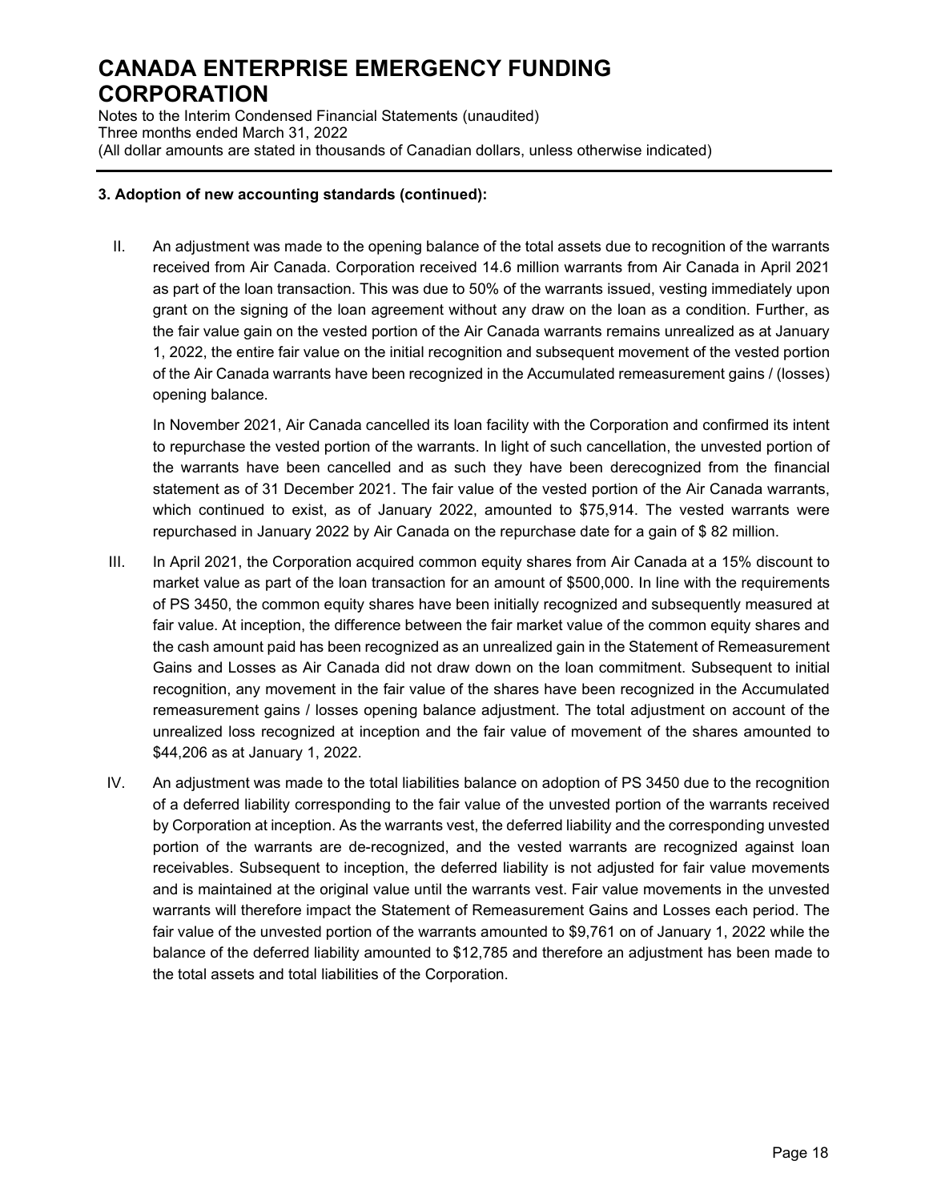### 3. Adoption of new accounting standards (continued):

II. An adjustment was made to the opening balance of the total assets due to recognition of the warrants received from Air Canada. Corporation received 14.6 million warrants from Air Canada in April 2021 as part of the loan transaction. This was due to 50% of the warrants issued, vesting immediately upon grant on the signing of the loan agreement without any draw on the loan as a condition. Further, as the fair value gain on the vested portion of the Air Canada warrants remains unrealized as at January 1, 2022, the entire fair value on the initial recognition and subsequent movement of the vested portion of the Air Canada warrants have been recognized in the Accumulated remeasurement gains / (losses) opening balance.

    In November 2021, Air Canada cancelled its loan facility with the Corporation and confirmed its intent to repurchase the vested portion of the warrants. In light of such cancellation, the unvested portion of the warrants have been cancelled and as such they have been derecognized from the financial statement as of 31 December 2021. The fair value of the vested portion of the Air Canada warrants, which continued to exist, as of January 2022, amounted to $75,914. The vested warrants were repurchased in January 2022 by Air Canada on the repurchase date for a gain of $ 82 million.

III. In April 2021, the Corporation acquired common equity shares from Air Canada at a 15% discount to market value as part of the loan transaction for an amount of $500,000. In line with the requirements of PS 3450, the common equity shares have been initially recognized and subsequently measured at fair value. At inception, the difference between the fair market value of the common equity shares and the cash amount paid has been recognized as an unrealized gain in the Statement of Remeasurement Gains and Losses as Air Canada did not draw down on the loan commitment. Subsequent to initial recognition, any movement in the fair value of the shares have been recognized in the Accumulated remeasurement gains / losses opening balance adjustment. The total adjustment on account of the unrealized loss recognized at inception and the fair value of movement of the shares amounted to $44,206 as at January 1, 2022.

IV. An adjustment was made to the total liabilities balance on adoption of PS 3450 due to the recognition of a deferred liability corresponding to the fair value of the unvested portion of the warrants received by Corporation at inception. As the warrants vest, the deferred liability and the corresponding unvested portion of the warrants are de-recognized, and the vested warrants are recognized against loan receivables. Subsequent to inception, the deferred liability is not adjusted for fair value movements and is maintained at the original value until the warrants vest. Fair value movements in the unvested warrants will therefore impact the Statement of Remeasurement Gains and Losses each period. The fair value of the unvested portion of the warrants amounted to $9,761 on of January 1, 2022 while the balance of the deferred liability amounted to $12,785 and therefore an adjustment has been made to the total assets and total liabilities of the Corporation.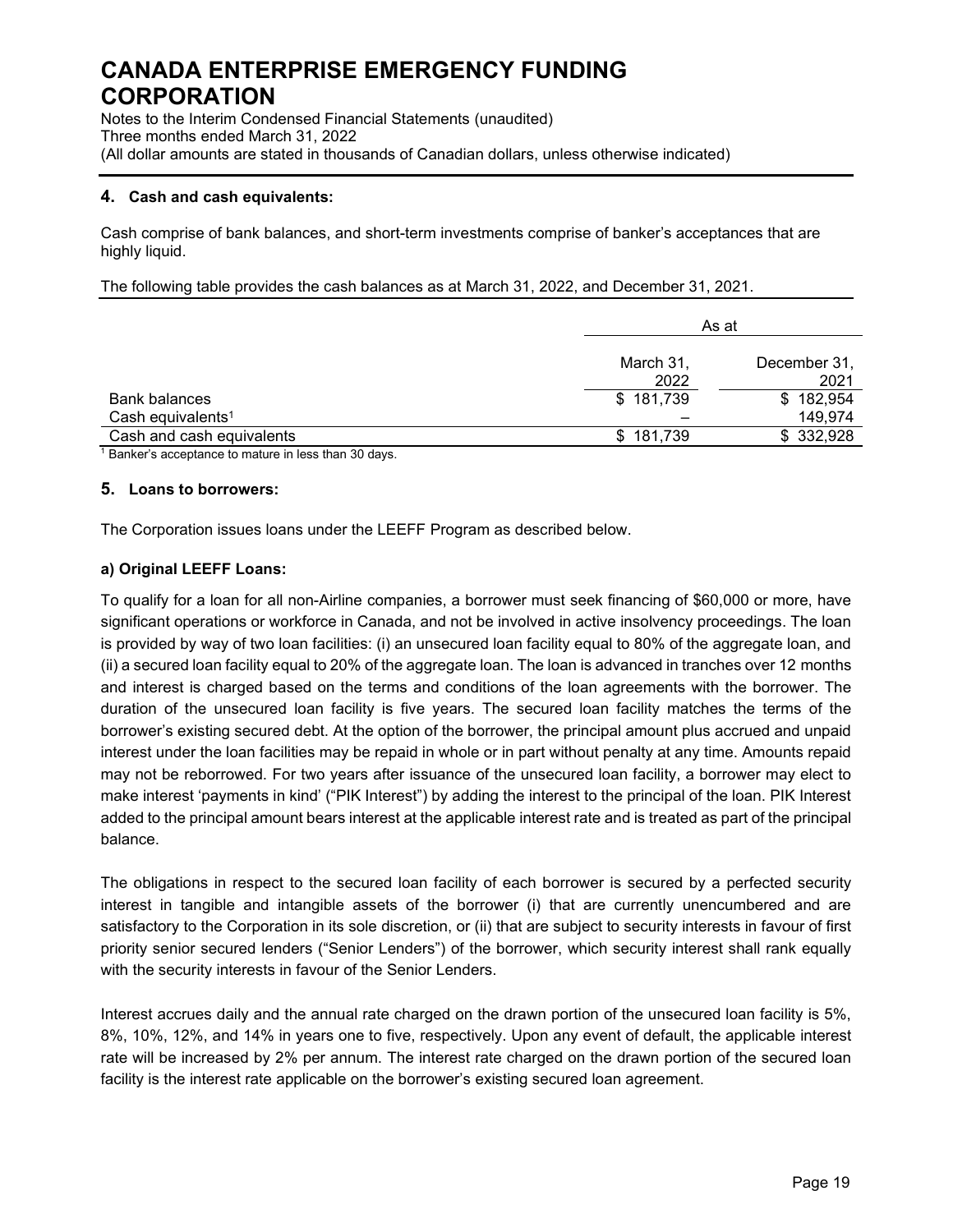# CANADA ENTERPRISE EMERGENCY FUNDING CORPORATION

Notes to the Interim Condensed Financial Statements (unaudited)
Three months ended March 31, 2022
(All dollar amounts are stated in thousands of Canadian dollars, unless otherwise indicated)

## 4. Cash and cash equivalents:

Cash comprise of bank balances, and short-term investments comprise of banker's acceptances that are highly liquid.

The following table provides the cash balances as at March 31, 2022, and December 31, 2021.

| | As at | |
|---|---|---|
| | March 31, 2022 | December 31, 2021 |
| Bank balances | $ 181,739 | $ 182,954 |
| Cash equivalents[1] | – | 149,974 |
| Cash and cash equivalents | $ 181,739 | $ 332,928 |

[1] Banker's acceptance to mature in less than 30 days.

## 5. Loans to borrowers:

The Corporation issues loans under the LEEFF Program as described below.

### a) Original LEEFF Loans:

To qualify for a loan for all non-Airline companies, a borrower must seek financing of $60,000 or more, have significant operations or workforce in Canada, and not be involved in active insolvency proceedings. The loan is provided by way of two loan facilities: (i) an unsecured loan facility equal to 80% of the aggregate loan, and (ii) a secured loan facility equal to 20% of the aggregate loan. The loan is advanced in tranches over 12 months and interest is charged based on the terms and conditions of the loan agreements with the borrower. The duration of the unsecured loan facility is five years. The secured loan facility matches the terms of the borrower's existing secured debt. At the option of the borrower, the principal amount plus accrued and unpaid interest under the loan facilities may be repaid in whole or in part without penalty at any time. Amounts repaid may not be reborrowed. For two years after issuance of the unsecured loan facility, a borrower may elect to make interest 'payments in kind' ("PIK Interest") by adding the interest to the principal of the loan. PIK Interest added to the principal amount bears interest at the applicable interest rate and is treated as part of the principal balance.

The obligations in respect to the secured loan facility of each borrower is secured by a perfected security interest in tangible and intangible assets of the borrower (i) that are currently unencumbered and are satisfactory to the Corporation in its sole discretion, or (ii) that are subject to security interests in favour of first priority senior secured lenders ("Senior Lenders") of the borrower, which security interest shall rank equally with the security interests in favour of the Senior Lenders.

Interest accrues daily and the annual rate charged on the drawn portion of the unsecured loan facility is 5%, 8%, 10%, 12%, and 14% in years one to five, respectively. Upon any event of default, the applicable interest rate will be increased by 2% per annum. The interest rate charged on the drawn portion of the secured loan facility is the interest rate applicable on the borrower's existing secured loan agreement.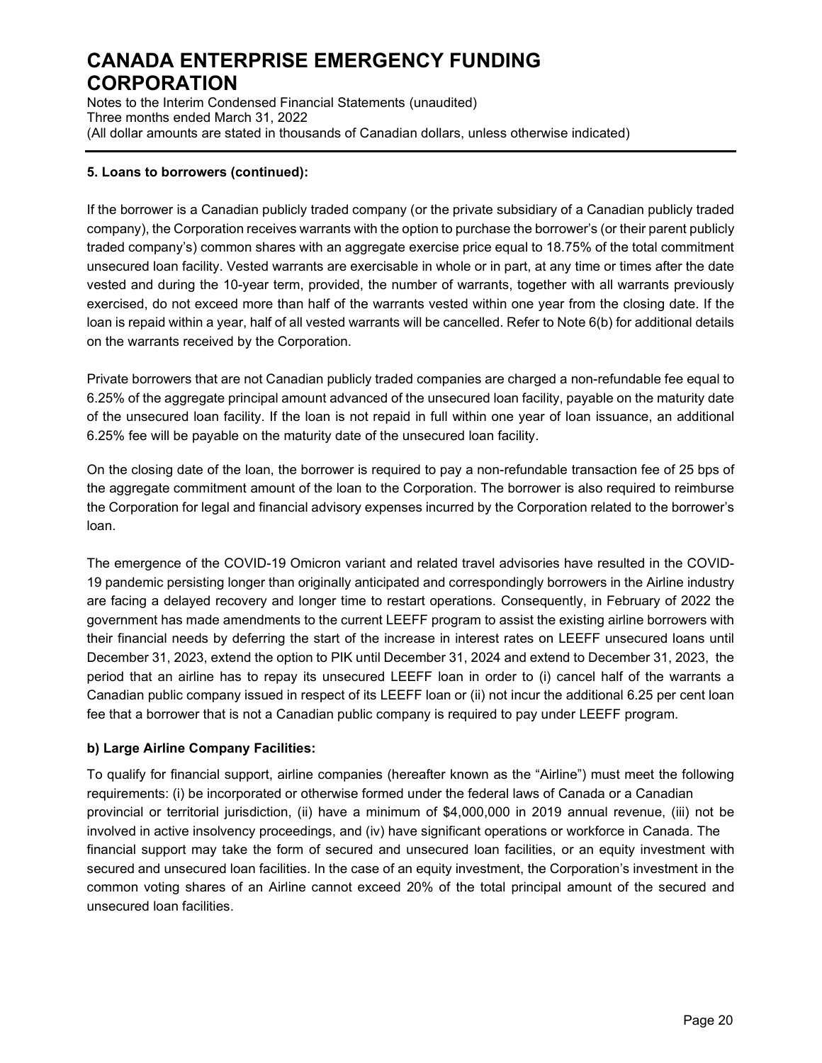**5. Loans to borrowers (continued):**

If the borrower is a Canadian publicly traded company (or the private subsidiary of a Canadian publicly traded company), the Corporation receives warrants with the option to purchase the borrower's (or their parent publicly traded company's) common shares with an aggregate exercise price equal to 18.75% of the total commitment unsecured loan facility. Vested warrants are exercisable in whole or in part, at any time or times after the date vested and during the 10-year term, provided, the number of warrants, together with all warrants previously exercised, do not exceed more than half of the warrants vested within one year from the closing date. If the loan is repaid within a year, half of all vested warrants will be cancelled. Refer to Note 6(b) for additional details on the warrants received by the Corporation.

Private borrowers that are not Canadian publicly traded companies are charged a non-refundable fee equal to 6.25% of the aggregate principal amount advanced of the unsecured loan facility, payable on the maturity date of the unsecured loan facility. If the loan is not repaid in full within one year of loan issuance, an additional 6.25% fee will be payable on the maturity date of the unsecured loan facility.

On the closing date of the loan, the borrower is required to pay a non-refundable transaction fee of 25 bps of the aggregate commitment amount of the loan to the Corporation. The borrower is also required to reimburse the Corporation for legal and financial advisory expenses incurred by the Corporation related to the borrower's loan.

The emergence of the COVID-19 Omicron variant and related travel advisories have resulted in the COVID-19 pandemic persisting longer than originally anticipated and correspondingly borrowers in the Airline industry are facing a delayed recovery and longer time to restart operations. Consequently, in February of 2022 the government has made amendments to the current LEEFF program to assist the existing airline borrowers with their financial needs by deferring the start of the increase in interest rates on LEEFF unsecured loans until December 31, 2023, extend the option to PIK until December 31, 2024 and extend to December 31, 2023, the period that an airline has to repay its unsecured LEEFF loan in order to (i) cancel half of the warrants a Canadian public company issued in respect of its LEEFF loan or (ii) not incur the additional 6.25 per cent loan fee that a borrower that is not a Canadian public company is required to pay under LEEFF program.

**b) Large Airline Company Facilities:**

To qualify for financial support, airline companies (hereafter known as the "Airline") must meet the following requirements: (i) be incorporated or otherwise formed under the federal laws of Canada or a Canadian provincial or territorial jurisdiction, (ii) have a minimum of $4,000,000 in 2019 annual revenue, (iii) not be involved in active insolvency proceedings, and (iv) have significant operations or workforce in Canada. The financial support may take the form of secured and unsecured loan facilities, or an equity investment with secured and unsecured loan facilities. In the case of an equity investment, the Corporation's investment in the common voting shares of an Airline cannot exceed 20% of the total principal amount of the secured and unsecured loan facilities.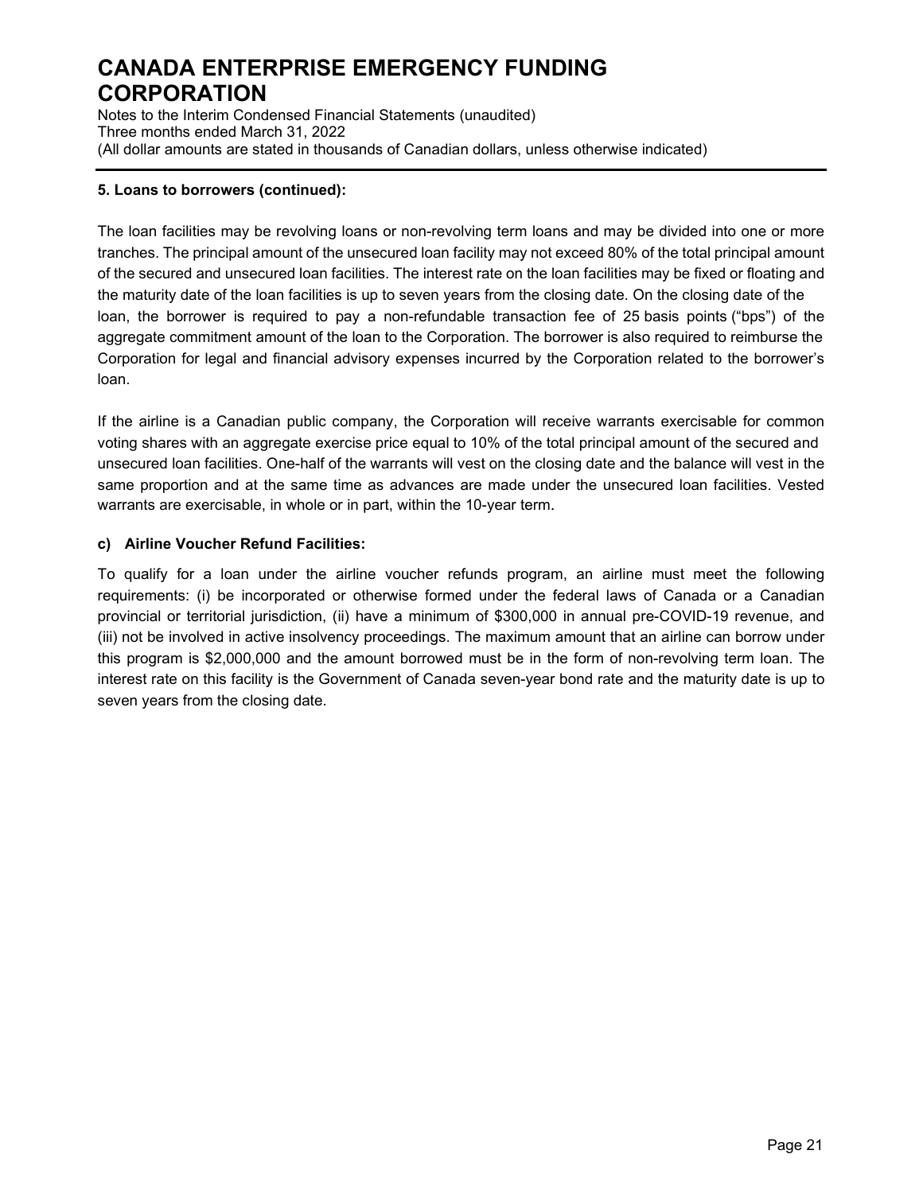**5. Loans to borrowers (continued):**

The loan facilities may be revolving loans or non-revolving term loans and may be divided into one or more tranches. The principal amount of the unsecured loan facility may not exceed 80% of the total principal amount of the secured and unsecured loan facilities. The interest rate on the loan facilities may be fixed or floating and the maturity date of the loan facilities is up to seven years from the closing date. On the closing date of the loan, the borrower is required to pay a non-refundable transaction fee of 25 basis points ("bps") of the aggregate commitment amount of the loan to the Corporation. The borrower is also required to reimburse the Corporation for legal and financial advisory expenses incurred by the Corporation related to the borrower's loan.

If the airline is a Canadian public company, the Corporation will receive warrants exercisable for common voting shares with an aggregate exercise price equal to 10% of the total principal amount of the secured and unsecured loan facilities. One-half of the warrants will vest on the closing date and the balance will vest in the same proportion and at the same time as advances are made under the unsecured loan facilities. Vested warrants are exercisable, in whole or in part, within the 10-year term.

**c) Airline Voucher Refund Facilities:**

To qualify for a loan under the airline voucher refunds program, an airline must meet the following requirements: (i) be incorporated or otherwise formed under the federal laws of Canada or a Canadian provincial or territorial jurisdiction, (ii) have a minimum of $300,000 in annual pre-COVID-19 revenue, and (iii) not be involved in active insolvency proceedings. The maximum amount that an airline can borrow under this program is $2,000,000 and the amount borrowed must be in the form of non-revolving term loan. The interest rate on this facility is the Government of Canada seven-year bond rate and the maturity date is up to seven years from the closing date.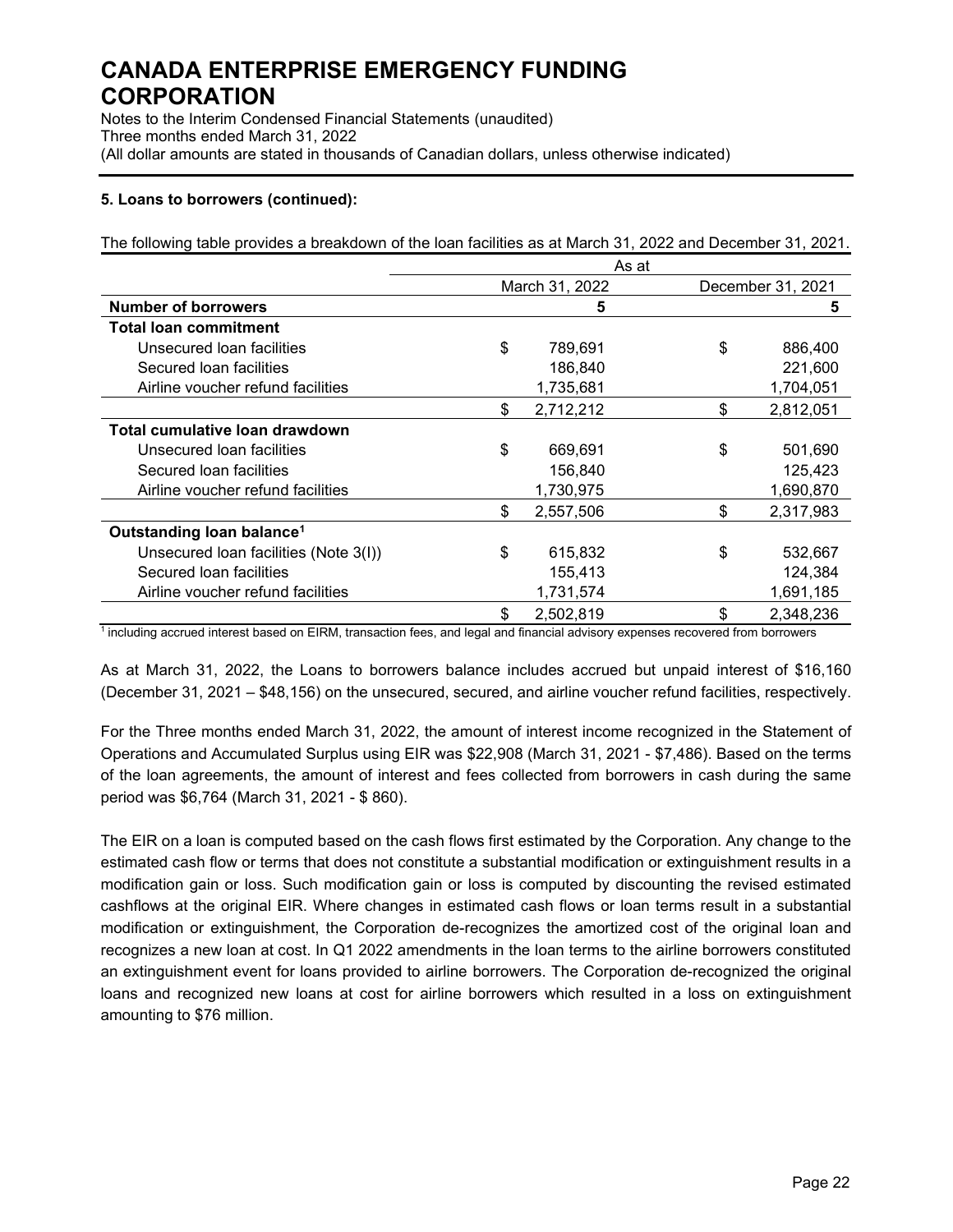# CANADA ENTERPRISE EMERGENCY FUNDING CORPORATION

Notes to the Interim Condensed Financial Statements (unaudited)
Three months ended March 31, 2022
(All dollar amounts are stated in thousands of Canadian dollars, unless otherwise indicated)

**5. Loans to borrowers (continued):**

The following table provides a breakdown of the loan facilities as at March 31, 2022 and December 31, 2021.

| | As at | |
|---|---|---|
| | March 31, 2022 | December 31, 2021 |
| **Number of borrowers** | **5** | **5** |
| **Total loan commitment** | | |
| Unsecured loan facilities | $ 789,691 | $ 886,400 |
| Secured loan facilities | 186,840 | 221,600 |
| Airline voucher refund facilities | 1,735,681 | 1,704,051 |
| | $ 2,712,212 | $ 2,812,051 |
| **Total cumulative loan drawdown** | | |
| Unsecured loan facilities | $ 669,691 | $ 501,690 |
| Secured loan facilities | 156,840 | 125,423 |
| Airline voucher refund facilities | 1,730,975 | 1,690,870 |
| | $ 2,557,506 | $ 2,317,983 |
| **Outstanding loan balance[1]** | | |
| Unsecured loan facilities (Note 3(I)) | $ 615,832 | $ 532,667 |
| Secured loan facilities | 155,413 | 124,384 |
| Airline voucher refund facilities | 1,731,574 | 1,691,185 |
| | $ 2,502,819 | $ 2,348,236 |

[1] including accrued interest based on EIRM, transaction fees, and legal and financial advisory expenses recovered from borrowers

As at March 31, 2022, the Loans to borrowers balance includes accrued but unpaid interest of $16,160 (December 31, 2021 – $48,156) on the unsecured, secured, and airline voucher refund facilities, respectively.

For the Three months ended March 31, 2022, the amount of interest income recognized in the Statement of Operations and Accumulated Surplus using EIR was $22,908 (March 31, 2021 - $7,486). Based on the terms of the loan agreements, the amount of interest and fees collected from borrowers in cash during the same period was $6,764 (March 31, 2021 - $ 860).

The EIR on a loan is computed based on the cash flows first estimated by the Corporation. Any change to the estimated cash flow or terms that does not constitute a substantial modification or extinguishment results in a modification gain or loss. Such modification gain or loss is computed by discounting the revised estimated cashflows at the original EIR. Where changes in estimated cash flows or loan terms result in a substantial modification or extinguishment, the Corporation de-recognizes the amortized cost of the original loan and recognizes a new loan at cost. In Q1 2022 amendments in the loan terms to the airline borrowers constituted an extinguishment event for loans provided to airline borrowers. The Corporation de-recognized the original loans and recognized new loans at cost for airline borrowers which resulted in a loss on extinguishment amounting to $76 million.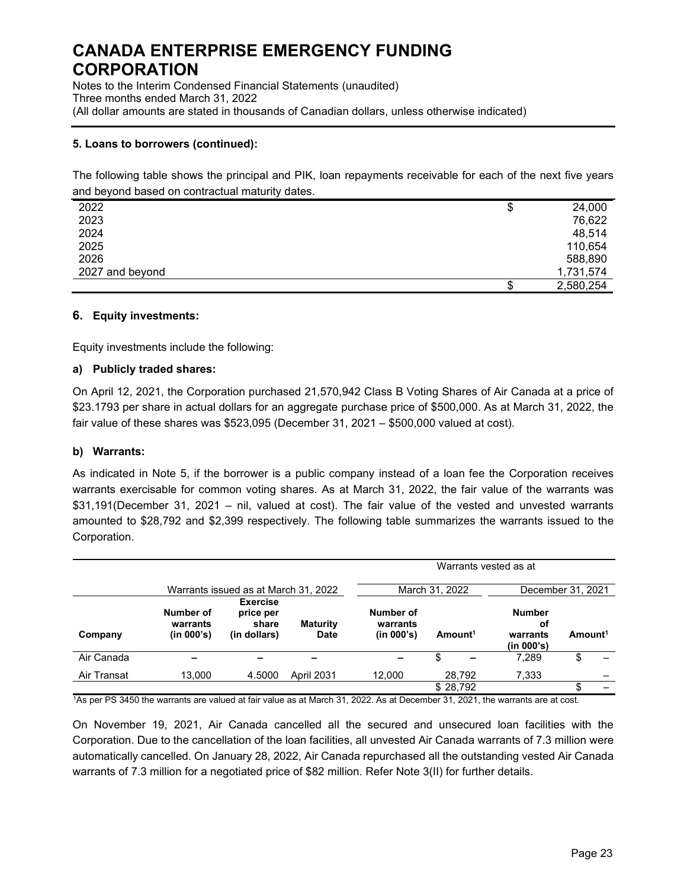# CANADA ENTERPRISE EMERGENCY FUNDING CORPORATION

Notes to the Interim Condensed Financial Statements (unaudited)
Three months ended March 31, 2022
(All dollar amounts are stated in thousands of Canadian dollars, unless otherwise indicated)

**5. Loans to borrowers (continued):**

The following table shows the principal and PIK, loan repayments receivable for each of the next five years and beyond based on contractual maturity dates.

| | |
|---|---|
| 2022 | $ 24,000 |
| 2023 | 76,622 |
| 2024 | 48,514 |
| 2025 | 110,654 |
| 2026 | 588,890 |
| 2027 and beyond | 1,731,574 |
| | $ 2,580,254 |

## 6. Equity investments:

Equity investments include the following:

### a) Publicly traded shares:

On April 12, 2021, the Corporation purchased 21,570,942 Class B Voting Shares of Air Canada at a price of $23.1793 per share in actual dollars for an aggregate purchase price of $500,000. As at March 31, 2022, the fair value of these shares was $523,095 (December 31, 2021 – $500,000 valued at cost).

### b) Warrants:

As indicated in Note 5, if the borrower is a public company instead of a loan fee the Corporation receives warrants exercisable for common voting shares. As at March 31, 2022, the fair value of the warrants was $31,191(December 31, 2021 – nil, valued at cost). The fair value of the vested and unvested warrants amounted to $28,792 and $2,399 respectively. The following table summarizes the warrants issued to the Corporation.

| | | | | Warrants vested as at | | | |
|---|---|---|---|---|---|---|---|
| | Warrants issued as at March 31, 2022 | | | March 31, 2022 | | December 31, 2021 | |
| **Company** | **Number of warrants (in 000's)** | **Exercise price per share (in dollars)** | **Maturity Date** | **Number of warrants (in 000's)** | **Amount[1]** | **Number of warrants (in 000's)** | **Amount[1]** |
| Air Canada | – | – | – | – | $ – | 7,289 | $ – |
| Air Transat | 13,000 | 4.5000 | April 2031 | 12,000 | 28,792 | 7,333 | – |
| | | | | | $ 28,792 | | $ – |

[1]As per PS 3450 the warrants are valued at fair value as at March 31, 2022. As at December 31, 2021, the warrants are at cost.

On November 19, 2021, Air Canada cancelled all the secured and unsecured loan facilities with the Corporation. Due to the cancellation of the loan facilities, all unvested Air Canada warrants of 7.3 million were automatically cancelled. On January 28, 2022, Air Canada repurchased all the outstanding vested Air Canada warrants of 7.3 million for a negotiated price of $82 million. Refer Note 3(II) for further details.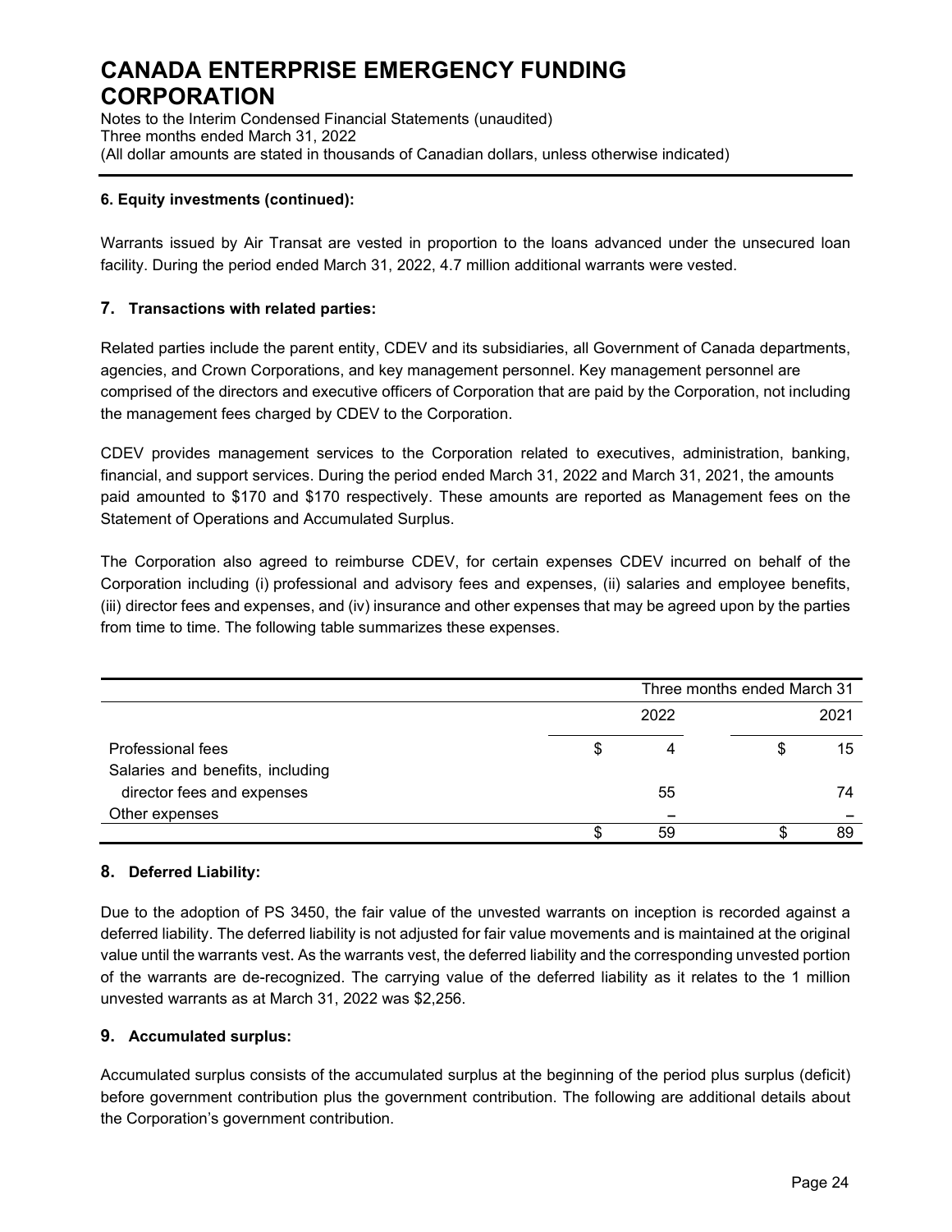**6. Equity investments (continued):**

Warrants issued by Air Transat are vested in proportion to the loans advanced under the unsecured loan facility. During the period ended March 31, 2022, 4.7 million additional warrants were vested.

## 7. Transactions with related parties:

Related parties include the parent entity, CDEV and its subsidiaries, all Government of Canada departments, agencies, and Crown Corporations, and key management personnel. Key management personnel are comprised of the directors and executive officers of Corporation that are paid by the Corporation, not including the management fees charged by CDEV to the Corporation.

CDEV provides management services to the Corporation related to executives, administration, banking, financial, and support services. During the period ended March 31, 2022 and March 31, 2021, the amounts paid amounted to $170 and $170 respectively. These amounts are reported as Management fees on the Statement of Operations and Accumulated Surplus.

The Corporation also agreed to reimburse CDEV, for certain expenses CDEV incurred on behalf of the Corporation including (i) professional and advisory fees and expenses, (ii) salaries and employee benefits, (iii) director fees and expenses, and (iv) insurance and other expenses that may be agreed upon by the parties from time to time. The following table summarizes these expenses.

| | Three months ended March 31 | |
|---|---|---|
| | 2022 | 2021 |
| Professional fees | $ 4 | $ 15 |
| Salaries and benefits, including director fees and expenses | 55 | 74 |
| Other expenses | – | – |
| | $ 59 | $ 89 |

## 8. Deferred Liability:

Due to the adoption of PS 3450, the fair value of the unvested warrants on inception is recorded against a deferred liability. The deferred liability is not adjusted for fair value movements and is maintained at the original value until the warrants vest. As the warrants vest, the deferred liability and the corresponding unvested portion of the warrants are de-recognized. The carrying value of the deferred liability as it relates to the 1 million unvested warrants as at March 31, 2022 was $2,256.

## 9. Accumulated surplus:

Accumulated surplus consists of the accumulated surplus at the beginning of the period plus surplus (deficit) before government contribution plus the government contribution. The following are additional details about the Corporation's government contribution.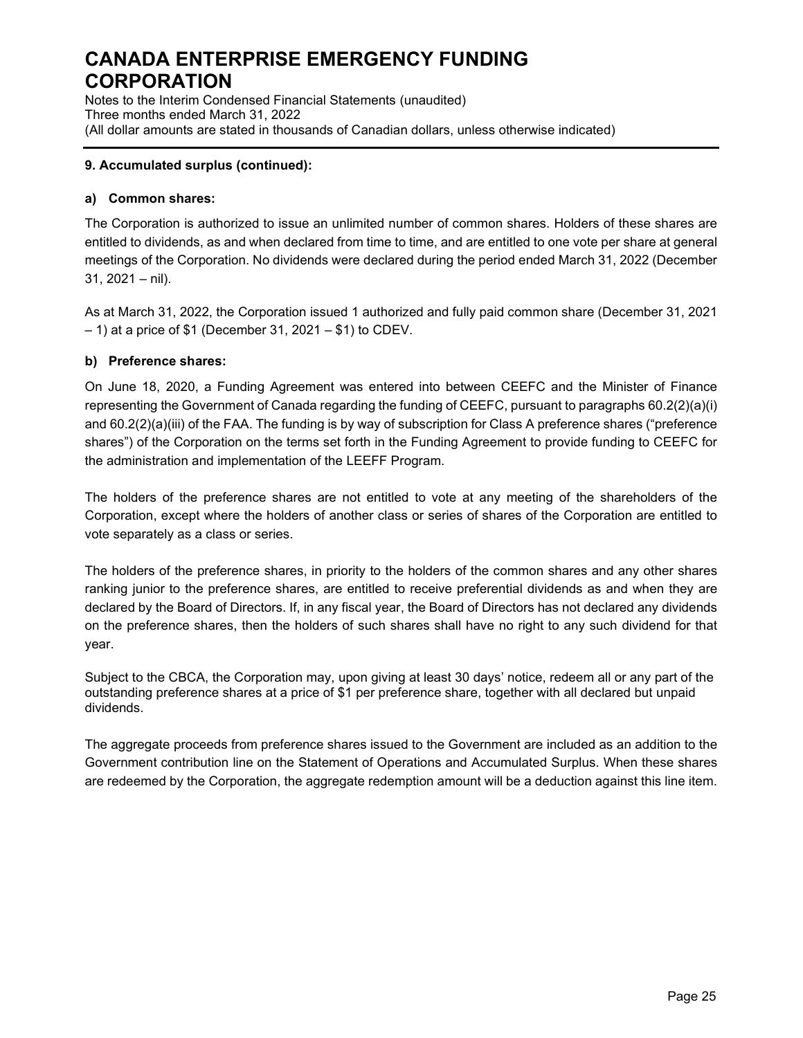## 9. Accumulated surplus (continued):

### a) Common shares:

The Corporation is authorized to issue an unlimited number of common shares. Holders of these shares are entitled to dividends, as and when declared from time to time, and are entitled to one vote per share at general meetings of the Corporation. No dividends were declared during the period ended March 31, 2022 (December 31, 2021 – nil).

As at March 31, 2022, the Corporation issued 1 authorized and fully paid common share (December 31, 2021 – 1) at a price of $1 (December 31, 2021 – $1) to CDEV.

### b) Preference shares:

On June 18, 2020, a Funding Agreement was entered into between CEEFC and the Minister of Finance representing the Government of Canada regarding the funding of CEEFC, pursuant to paragraphs 60.2(2)(a)(i) and 60.2(2)(a)(iii) of the FAA. The funding is by way of subscription for Class A preference shares ("preference shares") of the Corporation on the terms set forth in the Funding Agreement to provide funding to CEEFC for the administration and implementation of the LEEFF Program.

The holders of the preference shares are not entitled to vote at any meeting of the shareholders of the Corporation, except where the holders of another class or series of shares of the Corporation are entitled to vote separately as a class or series.

The holders of the preference shares, in priority to the holders of the common shares and any other shares ranking junior to the preference shares, are entitled to receive preferential dividends as and when they are declared by the Board of Directors. If, in any fiscal year, the Board of Directors has not declared any dividends on the preference shares, then the holders of such shares shall have no right to any such dividend for that year.

Subject to the CBCA, the Corporation may, upon giving at least 30 days' notice, redeem all or any part of the outstanding preference shares at a price of $1 per preference share, together with all declared but unpaid dividends.

The aggregate proceeds from preference shares issued to the Government are included as an addition to the Government contribution line on the Statement of Operations and Accumulated Surplus. When these shares are redeemed by the Corporation, the aggregate redemption amount will be a deduction against this line item.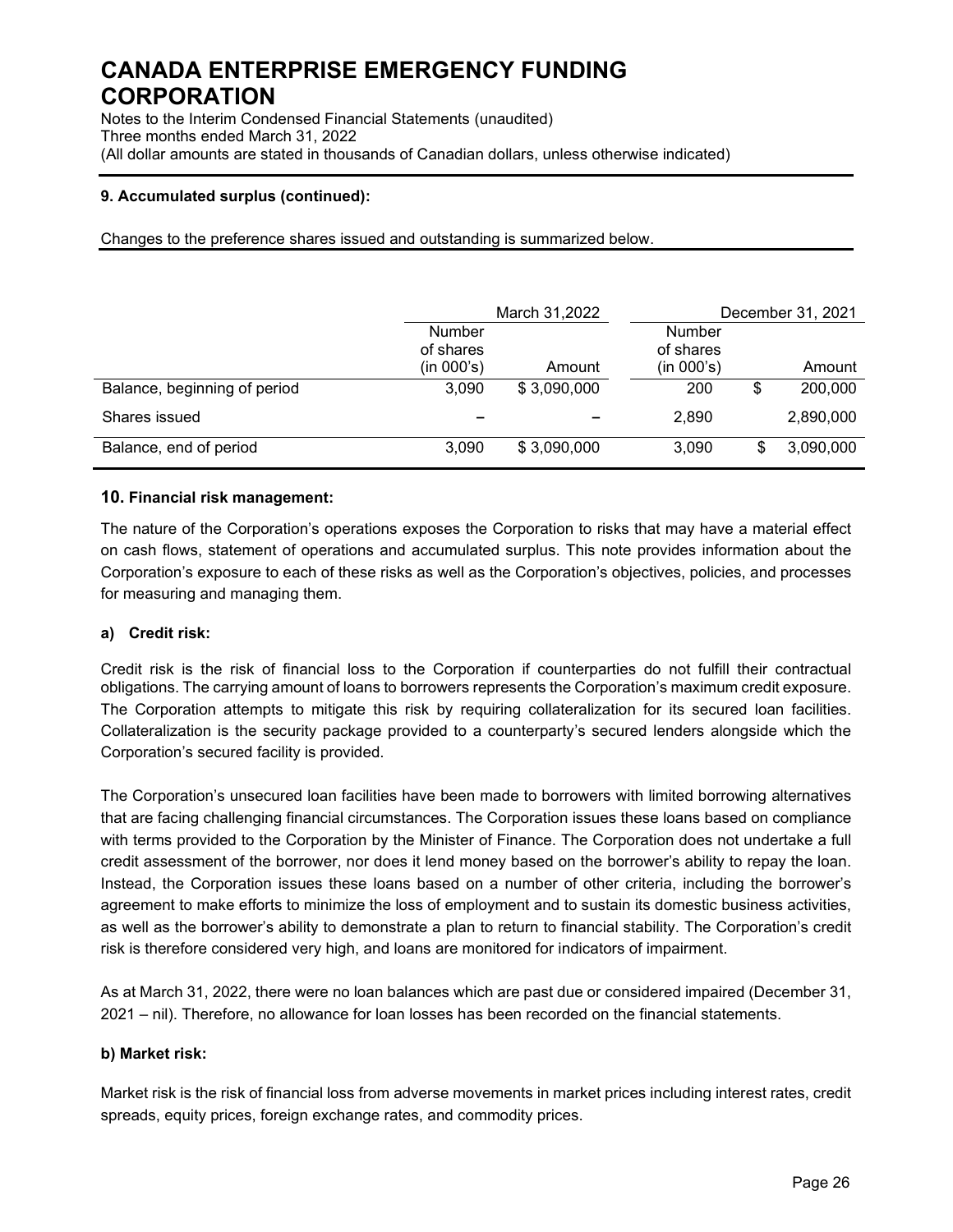**9. Accumulated surplus (continued):**

Changes to the preference shares issued and outstanding is summarized below.

| | March 31,2022 | | December 31, 2021 | |
|---|---|---|---|---|
| | Number of shares (in 000's) | Amount | Number of shares (in 000's) | Amount |
| Balance, beginning of period | 3,090 | $ 3,090,000 | 200 | $ 200,000 |
| Shares issued | – | – | 2,890 | 2,890,000 |
| Balance, end of period | 3,090 | $ 3,090,000 | 3,090 | $ 3,090,000 |

## 10. Financial risk management:

The nature of the Corporation's operations exposes the Corporation to risks that may have a material effect on cash flows, statement of operations and accumulated surplus. This note provides information about the Corporation's exposure to each of these risks as well as the Corporation's objectives, policies, and processes for measuring and managing them.

### a) Credit risk:

Credit risk is the risk of financial loss to the Corporation if counterparties do not fulfill their contractual obligations. The carrying amount of loans to borrowers represents the Corporation's maximum credit exposure. The Corporation attempts to mitigate this risk by requiring collateralization for its secured loan facilities. Collateralization is the security package provided to a counterparty's secured lenders alongside which the Corporation's secured facility is provided.

The Corporation's unsecured loan facilities have been made to borrowers with limited borrowing alternatives that are facing challenging financial circumstances. The Corporation issues these loans based on compliance with terms provided to the Corporation by the Minister of Finance. The Corporation does not undertake a full credit assessment of the borrower, nor does it lend money based on the borrower's ability to repay the loan. Instead, the Corporation issues these loans based on a number of other criteria, including the borrower's agreement to make efforts to minimize the loss of employment and to sustain its domestic business activities, as well as the borrower's ability to demonstrate a plan to return to financial stability. The Corporation's credit risk is therefore considered very high, and loans are monitored for indicators of impairment.

As at March 31, 2022, there were no loan balances which are past due or considered impaired (December 31, 2021 – nil). Therefore, no allowance for loan losses has been recorded on the financial statements.

### b) Market risk:

Market risk is the risk of financial loss from adverse movements in market prices including interest rates, credit spreads, equity prices, foreign exchange rates, and commodity prices.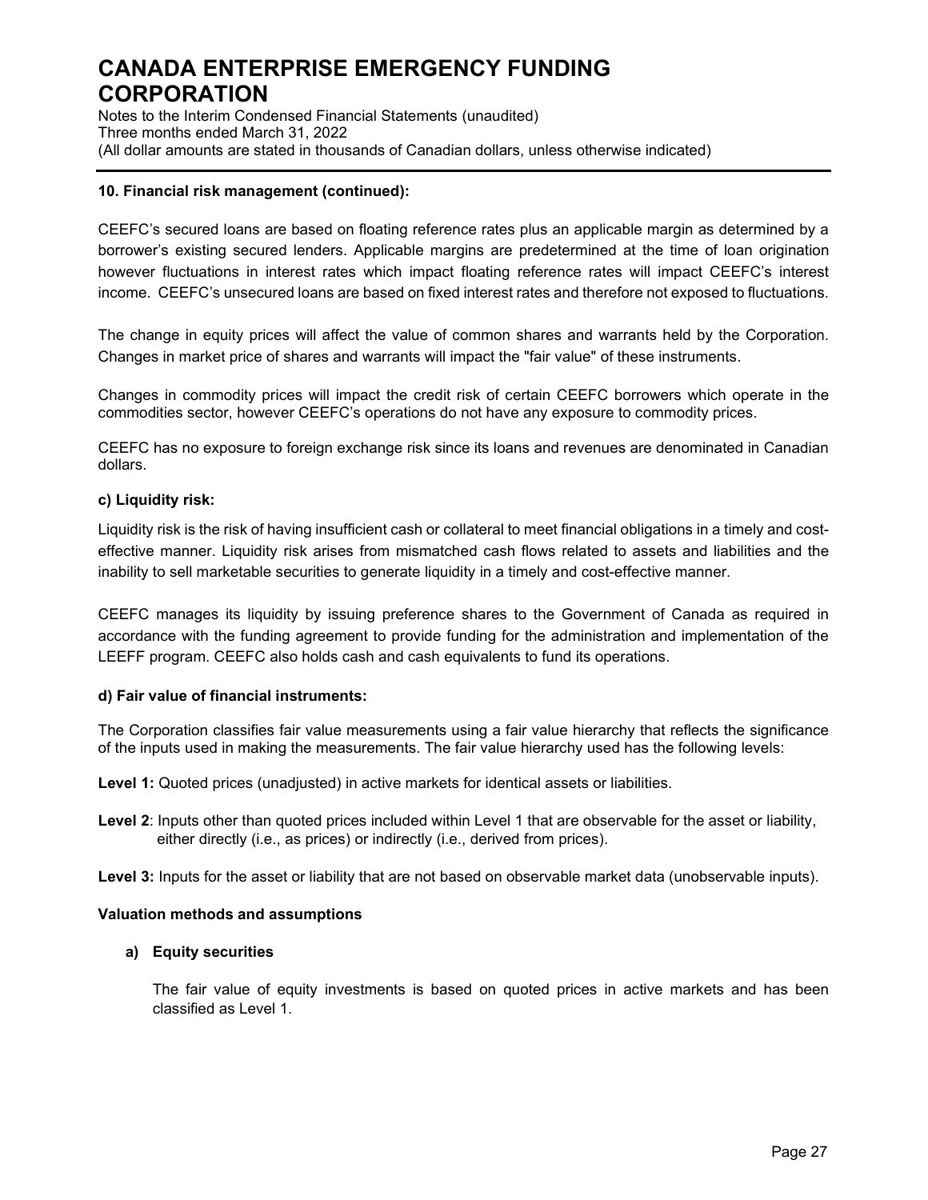### 10. Financial risk management (continued):

CEEFC's secured loans are based on floating reference rates plus an applicable margin as determined by a borrower's existing secured lenders. Applicable margins are predetermined at the time of loan origination however fluctuations in interest rates which impact floating reference rates will impact CEEFC's interest income. CEEFC's unsecured loans are based on fixed interest rates and therefore not exposed to fluctuations.

The change in equity prices will affect the value of common shares and warrants held by the Corporation. Changes in market price of shares and warrants will impact the "fair value" of these instruments.

Changes in commodity prices will impact the credit risk of certain CEEFC borrowers which operate in the commodities sector, however CEEFC's operations do not have any exposure to commodity prices.

CEEFC has no exposure to foreign exchange risk since its loans and revenues are denominated in Canadian dollars.

#### c) Liquidity risk:

Liquidity risk is the risk of having insufficient cash or collateral to meet financial obligations in a timely and cost-effective manner. Liquidity risk arises from mismatched cash flows related to assets and liabilities and the inability to sell marketable securities to generate liquidity in a timely and cost-effective manner.

CEEFC manages its liquidity by issuing preference shares to the Government of Canada as required in accordance with the funding agreement to provide funding for the administration and implementation of the LEEFF program. CEEFC also holds cash and cash equivalents to fund its operations.

#### d) Fair value of financial instruments:

The Corporation classifies fair value measurements using a fair value hierarchy that reflects the significance of the inputs used in making the measurements. The fair value hierarchy used has the following levels:

**Level 1:** Quoted prices (unadjusted) in active markets for identical assets or liabilities.

**Level 2**: Inputs other than quoted prices included within Level 1 that are observable for the asset or liability, either directly (i.e., as prices) or indirectly (i.e., derived from prices).

**Level 3:** Inputs for the asset or liability that are not based on observable market data (unobservable inputs).

#### Valuation methods and assumptions

**a) Equity securities**

The fair value of equity investments is based on quoted prices in active markets and has been classified as Level 1.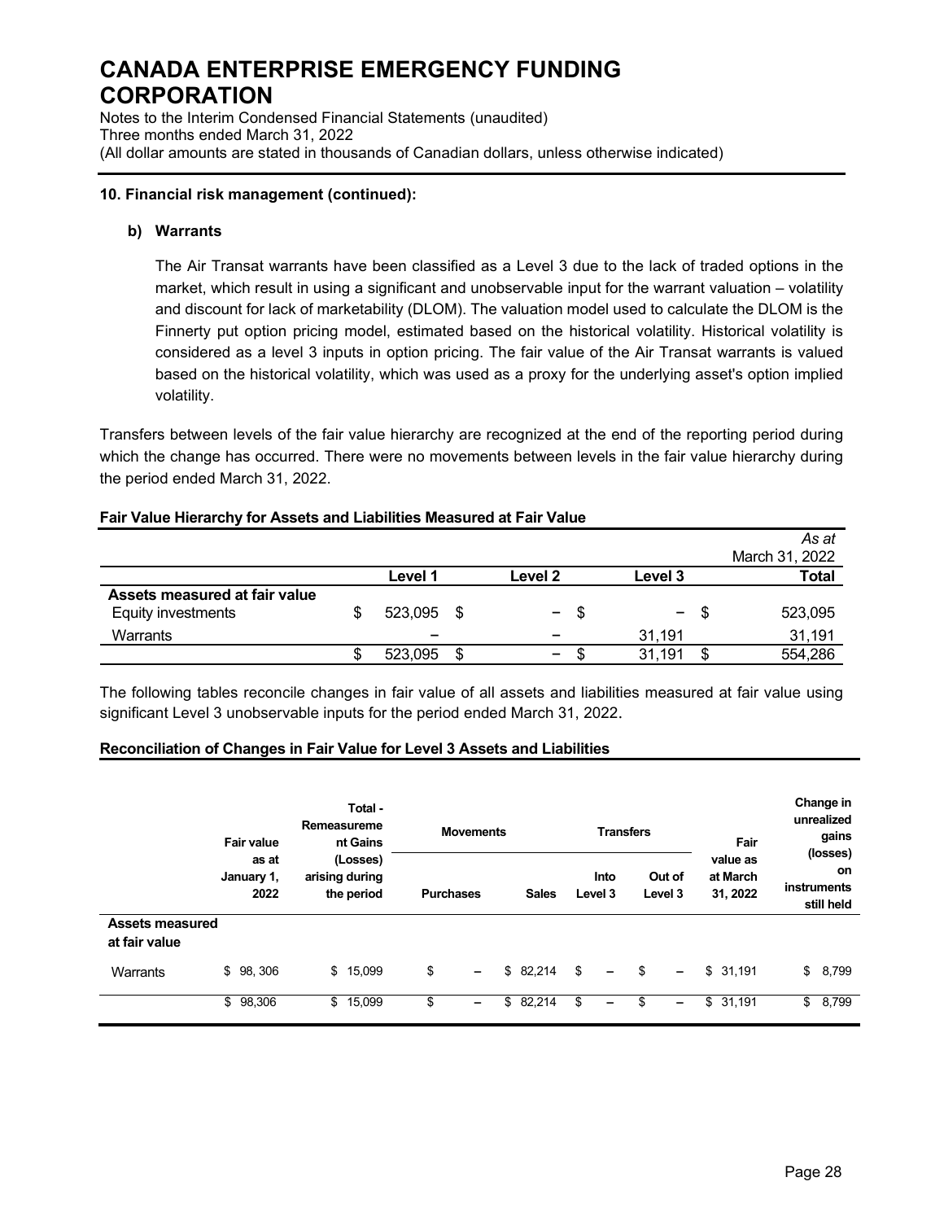# CANADA ENTERPRISE EMERGENCY FUNDING CORPORATION

Notes to the Interim Condensed Financial Statements (unaudited)
Three months ended March 31, 2022
(All dollar amounts are stated in thousands of Canadian dollars, unless otherwise indicated)

### 10. Financial risk management (continued):

**b) Warrants**

The Air Transat warrants have been classified as a Level 3 due to the lack of traded options in the market, which result in using a significant and unobservable input for the warrant valuation – volatility and discount for lack of marketability (DLOM). The valuation model used to calculate the DLOM is the Finnerty put option pricing model, estimated based on the historical volatility. Historical volatility is considered as a level 3 inputs in option pricing. The fair value of the Air Transat warrants is valued based on the historical volatility, which was used as a proxy for the underlying asset's option implied volatility.

Transfers between levels of the fair value hierarchy are recognized at the end of the reporting period during which the change has occurred. There were no movements between levels in the fair value hierarchy during the period ended March 31, 2022.

**Fair Value Hierarchy for Assets and Liabilities Measured at Fair Value**

| | Level 1 | Level 2 | Level 3 | *As at* March 31, 2022 Total |
|---|---|---|---|---|
| **Assets measured at fair value** | | | | |
| Equity investments | $ 523,095 | $ – | $ – | $ 523,095 |
| Warrants | – | – | 31,191 | 31,191 |
| | $ 523,095 | $ – | $ 31,191 | $ 554,286 |

The following tables reconcile changes in fair value of all assets and liabilities measured at fair value using significant Level 3 unobservable inputs for the period ended March 31, 2022.

**Reconciliation of Changes in Fair Value for Level 3 Assets and Liabilities**

| | Fair value as at January 1, 2022 | Total - Remeasurement Gains (Losses) arising during the period | Movements | | Transfers | | Fair value as at March 31, 2022 | Change in unrealized gains (losses) on instruments still held |
|---|---|---|---|---|---|---|---|---|
| | | | Purchases | Sales | Into Level 3 | Out of Level 3 | | |
| **Assets measured at fair value** | | | | | | | | |
| Warrants | $ 98, 306 | $ 15,099 | $ – | $ 82,214 | $ – | $ – | $ 31,191 | $ 8,799 |
| | $ 98,306 | $ 15,099 | $ – | $ 82,214 | $ – | $ – | $ 31,191 | $ 8,799 |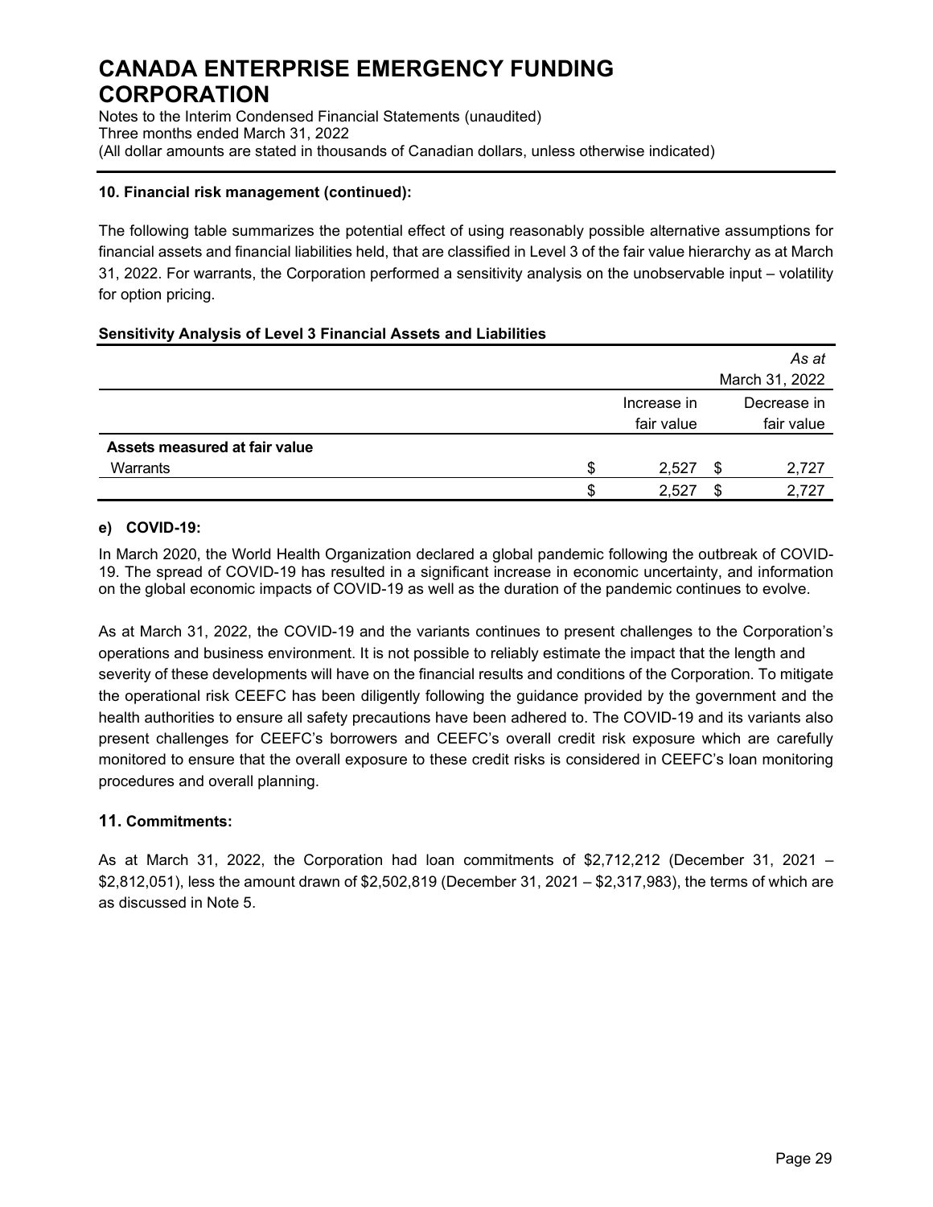# CANADA ENTERPRISE EMERGENCY FUNDING CORPORATION

Notes to the Interim Condensed Financial Statements (unaudited)
Three months ended March 31, 2022
(All dollar amounts are stated in thousands of Canadian dollars, unless otherwise indicated)

**10. Financial risk management (continued):**

The following table summarizes the potential effect of using reasonably possible alternative assumptions for financial assets and financial liabilities held, that are classified in Level 3 of the fair value hierarchy as at March 31, 2022. For warrants, the Corporation performed a sensitivity analysis on the unobservable input – volatility for option pricing.

**Sensitivity Analysis of Level 3 Financial Assets and Liabilities**

| | *As at* March 31, 2022 | |
|---|---|---|
| | Increase in fair value | Decrease in fair value |
| **Assets measured at fair value** | | |
| Warrants | $ 2,527 | $ 2,727 |
| | $ 2,527 | $ 2,727 |

**e) COVID-19:**

In March 2020, the World Health Organization declared a global pandemic following the outbreak of COVID-19. The spread of COVID-19 has resulted in a significant increase in economic uncertainty, and information on the global economic impacts of COVID-19 as well as the duration of the pandemic continues to evolve.

As at March 31, 2022, the COVID-19 and the variants continues to present challenges to the Corporation's operations and business environment. It is not possible to reliably estimate the impact that the length and severity of these developments will have on the financial results and conditions of the Corporation. To mitigate the operational risk CEEFC has been diligently following the guidance provided by the government and the health authorities to ensure all safety precautions have been adhered to. The COVID-19 and its variants also present challenges for CEEFC's borrowers and CEEFC's overall credit risk exposure which are carefully monitored to ensure that the overall exposure to these credit risks is considered in CEEFC's loan monitoring procedures and overall planning.

**11. Commitments:**

As at March 31, 2022, the Corporation had loan commitments of $2,712,212 (December 31, 2021 – $2,812,051), less the amount drawn of $2,502,819 (December 31, 2021 – $2,317,983), the terms of which are as discussed in Note 5.